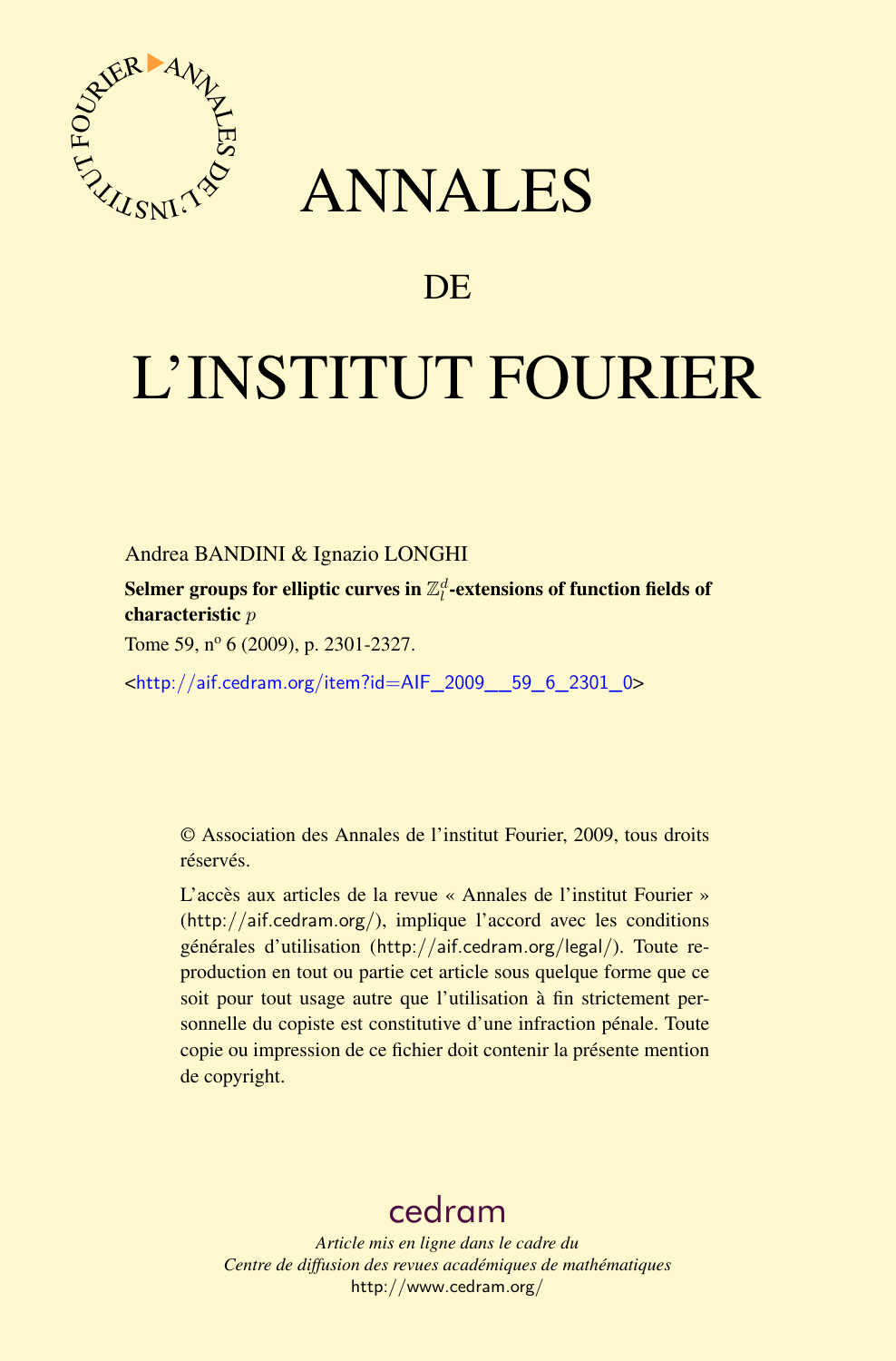# ANNALES

## DE

# L'INSTITUT FOURIER

Andrea BANDINI & Ignazio LONGHI

**Selmer groups for elliptic curves in $\mathbb{Z}_l^d$-extensions of function fields of characteristic $p$**

Tome 59, nº 6 (2009), p. 2301-2327.

<http://aif.cedram.org/item?id=AIF_2009__59_6_2301_0>

© Association des Annales de l'institut Fourier, 2009, tous droits réservés.

L'accès aux articles de la revue « Annales de l'institut Fourier » (http://aif.cedram.org/), implique l'accord avec les conditions générales d'utilisation (http://aif.cedram.org/legal/). Toute reproduction en tout ou partie cet article sous quelque forme que ce soit pour tout usage autre que l'utilisation à fin strictement personnelle du copiste est constitutive d'une infraction pénale. Toute copie ou impression de ce fichier doit contenir la présente mention de copyright.

cedram

*Article mis en ligne dans le cadre du*
*Centre de diffusion des revues académiques de mathématiques*
http://www.cedram.org/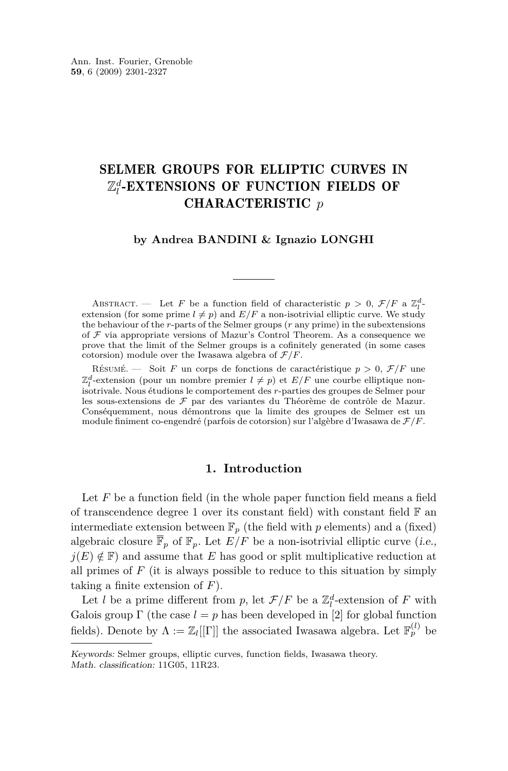# SELMER GROUPS FOR ELLIPTIC CURVES IN $\mathbb{Z}_l^d$-EXTENSIONS OF FUNCTION FIELDS OF CHARACTERISTIC $p$

**by Andrea BANDINI & Ignazio LONGHI**

Abstract. — Let $F$ be a function field of characteristic $p > 0$, $\mathcal{F}/F$ a $\mathbb{Z}_l^d$-extension (for some prime $l \neq p$) and $E/F$ a non-isotrivial elliptic curve. We study the behaviour of the $r$-parts of the Selmer groups ($r$ any prime) in the subextensions of $\mathcal{F}$ via appropriate versions of Mazur's Control Theorem. As a consequence we prove that the limit of the Selmer groups is a cofinitely generated (in some cases cotorsion) module over the Iwasawa algebra of $\mathcal{F}/F$.

Résumé. — Soit $F$ un corps de fonctions de caractéristique $p > 0$, $\mathcal{F}/F$ une $\mathbb{Z}_l^d$-extension (pour un nombre premier $l \neq p$) et $E/F$ une courbe elliptique non-isotrivale. Nous étudions le comportement des $r$-parties des groupes de Selmer pour les sous-extensions de $\mathcal{F}$ par des variantes du Théorème de contrôle de Mazur. Conséquemment, nous démontrons que la limite des groupes de Selmer est un module finiment co-engendré (parfois de cotorsion) sur l'algèbre d'Iwasawa de $\mathcal{F}/F$.

## 1. Introduction

Let $F$ be a function field (in the whole paper function field means a field of transcendence degree 1 over its constant field) with constant field $\mathbb{F}$ an intermediate extension between $\mathbb{F}_p$ (the field with $p$ elements) and a (fixed) algebraic closure $\overline{\mathbb{F}}_p$ of $\mathbb{F}_p$. Let $E/F$ be a non-isotrivial elliptic curve (*i.e.*, $j(E) \notin \mathbb{F}$) and assume that $E$ has good or split multiplicative reduction at all primes of $F$ (it is always possible to reduce to this situation by simply taking a finite extension of $F$).

Let $l$ be a prime different from $p$, let $\mathcal{F}/F$ be a $\mathbb{Z}_l^d$-extension of $F$ with Galois group $\Gamma$ (the case $l = p$ has been developed in [2] for global function fields). Denote by $\Lambda := \mathbb{Z}_l[[\Gamma]]$ the associated Iwasawa algebra. Let $\mathbb{F}_p^{(l)}$ be

*Keywords:* Selmer groups, elliptic curves, function fields, Iwasawa theory.
*Math. classification:* 11G05, 11R23.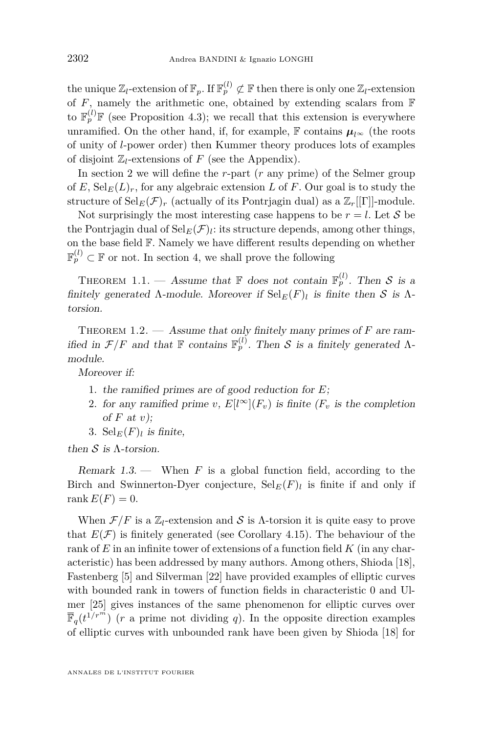the unique $\mathbb{Z}_l$-extension of $\mathbb{F}_p$. If $\mathbb{F}_p^{(l)} \not\subset \mathbb{F}$ then there is only one $\mathbb{Z}_l$-extension of $F$, namely the arithmetic one, obtained by extending scalars from $\mathbb{F}$ to $\mathbb{F}_p^{(l)}\mathbb{F}$ (see Proposition 4.3); we recall that this extension is everywhere unramified. On the other hand, if, for example, $\mathbb{F}$ contains $\boldsymbol{\mu}_{l^\infty}$ (the roots of unity of $l$-power order) then Kummer theory produces lots of examples of disjoint $\mathbb{Z}_l$-extensions of $F$ (see the Appendix).

In section 2 we will define the $r$-part ($r$ any prime) of the Selmer group of $E$, $\mathrm{Sel}_E(L)_r$, for any algebraic extension $L$ of $F$. Our goal is to study the structure of $\mathrm{Sel}_E(\mathcal{F})_r$ (actually of its Pontrjagin dual) as a $\mathbb{Z}_r[[\Gamma]]$-module.

Not surprisingly the most interesting case happens to be $r = l$. Let $\mathcal{S}$ be the Pontrjagin dual of $\mathrm{Sel}_E(\mathcal{F})_l$: its structure depends, among other things, on the base field $\mathbb{F}$. Namely we have different results depending on whether $\mathbb{F}_p^{(l)} \subset \mathbb{F}$ or not. In section 4, we shall prove the following

Theorem 1.1. — *Assume that $\mathbb{F}$ does not contain $\mathbb{F}_p^{(l)}$. Then $\mathcal{S}$ is a finitely generated $\Lambda$-module. Moreover if $\mathrm{Sel}_E(F)_l$ is finite then $\mathcal{S}$ is $\Lambda$-torsion.*

Theorem 1.2. — *Assume that only finitely many primes of $F$ are ramified in $\mathcal{F}/F$ and that $\mathbb{F}$ contains $\mathbb{F}_p^{(l)}$. Then $\mathcal{S}$ is a finitely generated $\Lambda$-module.*

*Moreover if:*

1. *the ramified primes are of good reduction for $E$;*
2. *for any ramified prime $v$, $E[l^\infty](F_v)$ is finite ($F_v$ is the completion of $F$ at $v$);*
3. *$\mathrm{Sel}_E(F)_l$ is finite,*

*then $\mathcal{S}$ is $\Lambda$-torsion.*

*Remark 1.3.* — When $F$ is a global function field, according to the Birch and Swinnerton-Dyer conjecture, $\mathrm{Sel}_E(F)_l$ is finite if and only if $\mathrm{rank}\, E(F) = 0$.

When $\mathcal{F}/F$ is a $\mathbb{Z}_l$-extension and $\mathcal{S}$ is $\Lambda$-torsion it is quite easy to prove that $E(\mathcal{F})$ is finitely generated (see Corollary 4.15). The behaviour of the rank of $E$ in an infinite tower of extensions of a function field $K$ (in any characteristic) has been addressed by many authors. Among others, Shioda [18], Fastenberg [5] and Silverman [22] have provided examples of elliptic curves with bounded rank in towers of function fields in characteristic 0 and Ulmer [25] gives instances of the same phenomenon for elliptic curves over $\overline{\mathbb{F}}_q(t^{1/r^m})$ ($r$ a prime not dividing $q$). In the opposite direction examples of elliptic curves with unbounded rank have been given by Shioda [18] for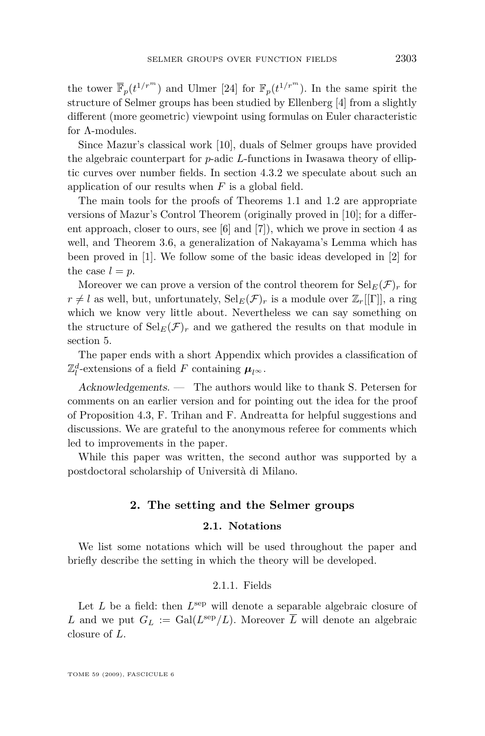the tower $\overline{\mathbb{F}}_p(t^{1/r^m})$ and Ulmer [24] for $\mathbb{F}_p(t^{1/r^m})$. In the same spirit the structure of Selmer groups has been studied by Ellenberg [4] from a slightly different (more geometric) viewpoint using formulas on Euler characteristic for $\Lambda$-modules.

Since Mazur's classical work [10], duals of Selmer groups have provided the algebraic counterpart for $p$-adic $L$-functions in Iwasawa theory of elliptic curves over number fields. In section 4.3.2 we speculate about such an application of our results when $F$ is a global field.

The main tools for the proofs of Theorems 1.1 and 1.2 are appropriate versions of Mazur's Control Theorem (originally proved in [10]; for a different approach, closer to ours, see [6] and [7]), which we prove in section 4 as well, and Theorem 3.6, a generalization of Nakayama's Lemma which has been proved in [1]. We follow some of the basic ideas developed in [2] for the case $l = p$.

Moreover we can prove a version of the control theorem for $\mathrm{Sel}_E(\mathcal{F})_r$ for $r \neq l$ as well, but, unfortunately, $\mathrm{Sel}_E(\mathcal{F})_r$ is a module over $\mathbb{Z}_r[[\Gamma]]$, a ring which we know very little about. Nevertheless we can say something on the structure of $\mathrm{Sel}_E(\mathcal{F})_r$ and we gathered the results on that module in section 5.

The paper ends with a short Appendix which provides a classification of $\mathbb{Z}_l^d$-extensions of a field $F$ containing $\boldsymbol{\mu}_{l^\infty}$.

*Acknowledgements.* — The authors would like to thank S. Petersen for comments on an earlier version and for pointing out the idea for the proof of Proposition 4.3, F. Trihan and F. Andreatta for helpful suggestions and discussions. We are grateful to the anonymous referee for comments which led to improvements in the paper.

While this paper was written, the second author was supported by a postdoctoral scholarship of Università di Milano.

## 2. The setting and the Selmer groups

### 2.1. Notations

We list some notations which will be used throughout the paper and briefly describe the setting in which the theory will be developed.

#### 2.1.1. Fields

Let $L$ be a field: then $L^{\mathrm{sep}}$ will denote a separable algebraic closure of $L$ and we put $G_L := \mathrm{Gal}(L^{\mathrm{sep}}/L)$. Moreover $\overline{L}$ will denote an algebraic closure of $L$.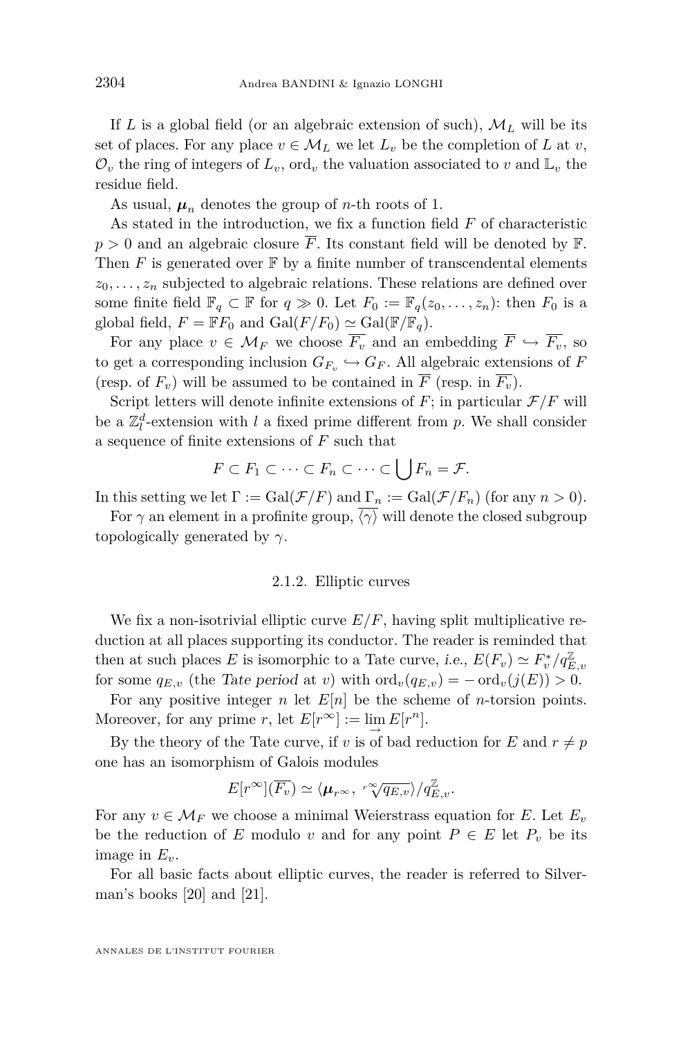If $L$ is a global field (or an algebraic extension of such), $\mathcal{M}_L$ will be its set of places. For any place $v \in \mathcal{M}_L$ we let $L_v$ be the completion of $L$ at $v$, $\mathcal{O}_v$ the ring of integers of $L_v$, $\mathrm{ord}_v$ the valuation associated to $v$ and $\mathbb{L}_v$ the residue field.

As usual, $\boldsymbol{\mu}_n$ denotes the group of $n$-th roots of 1.

As stated in the introduction, we fix a function field $F$ of characteristic $p > 0$ and an algebraic closure $\overline{F}$. Its constant field will be denoted by $\mathbb{F}$. Then $F$ is generated over $\mathbb{F}$ by a finite number of transcendental elements $z_0, \ldots, z_n$ subjected to algebraic relations. These relations are defined over some finite field $\mathbb{F}_q \subset \mathbb{F}$ for $q \gg 0$. Let $F_0 := \mathbb{F}_q(z_0, \ldots, z_n)$: then $F_0$ is a global field, $F = \mathbb{F}F_0$ and $\mathrm{Gal}(F/F_0) \simeq \mathrm{Gal}(\mathbb{F}/\mathbb{F}_q)$.

For any place $v \in \mathcal{M}_F$ we choose $\overline{F_v}$ and an embedding $\overline{F} \hookrightarrow \overline{F_v}$, so to get a corresponding inclusion $G_{F_v} \hookrightarrow G_F$. All algebraic extensions of $F$ (resp. of $F_v$) will be assumed to be contained in $\overline{F}$ (resp. in $\overline{F_v}$).

Script letters will denote infinite extensions of $F$; in particular $\mathcal{F}/F$ will be a $\mathbb{Z}_l^d$-extension with $l$ a fixed prime different from $p$. We shall consider a sequence of finite extensions of $F$ such that

$$F \subset F_1 \subset \cdots \subset F_n \subset \cdots \subset \bigcup F_n = \mathcal{F}.$$

In this setting we let $\Gamma := \mathrm{Gal}(\mathcal{F}/F)$ and $\Gamma_n := \mathrm{Gal}(\mathcal{F}/F_n)$ (for any $n > 0$).

For $\gamma$ an element in a profinite group, $\overline{\langle \gamma \rangle}$ will denote the closed subgroup topologically generated by $\gamma$.

### 2.1.2. Elliptic curves

We fix a non-isotrivial elliptic curve $E/F$, having split multiplicative reduction at all places supporting its conductor. The reader is reminded that then at such places $E$ is isomorphic to a Tate curve, *i.e.*, $E(F_v) \simeq F_v^*/q_{E,v}^{\mathbb{Z}}$ for some $q_{E,v}$ (the *Tate period* at $v$) with $\mathrm{ord}_v(q_{E,v}) = -\mathrm{ord}_v(j(E)) > 0$.

For any positive integer $n$ let $E[n]$ be the scheme of $n$-torsion points. Moreover, for any prime $r$, let $E[r^\infty] := \varinjlim E[r^n]$.

By the theory of the Tate curve, if $v$ is of bad reduction for $E$ and $r \neq p$ one has an isomorphism of Galois modules

$$E[r^\infty](\overline{F_v}) \simeq \langle \boldsymbol{\mu}_{r^\infty}, \sqrt[r^\infty]{q_{E,v}} \rangle / q_{E,v}^{\mathbb{Z}}.$$

For any $v \in \mathcal{M}_F$ we choose a minimal Weierstrass equation for $E$. Let $E_v$ be the reduction of $E$ modulo $v$ and for any point $P \in E$ let $P_v$ be its image in $E_v$.

For all basic facts about elliptic curves, the reader is referred to Silverman's books [20] and [21].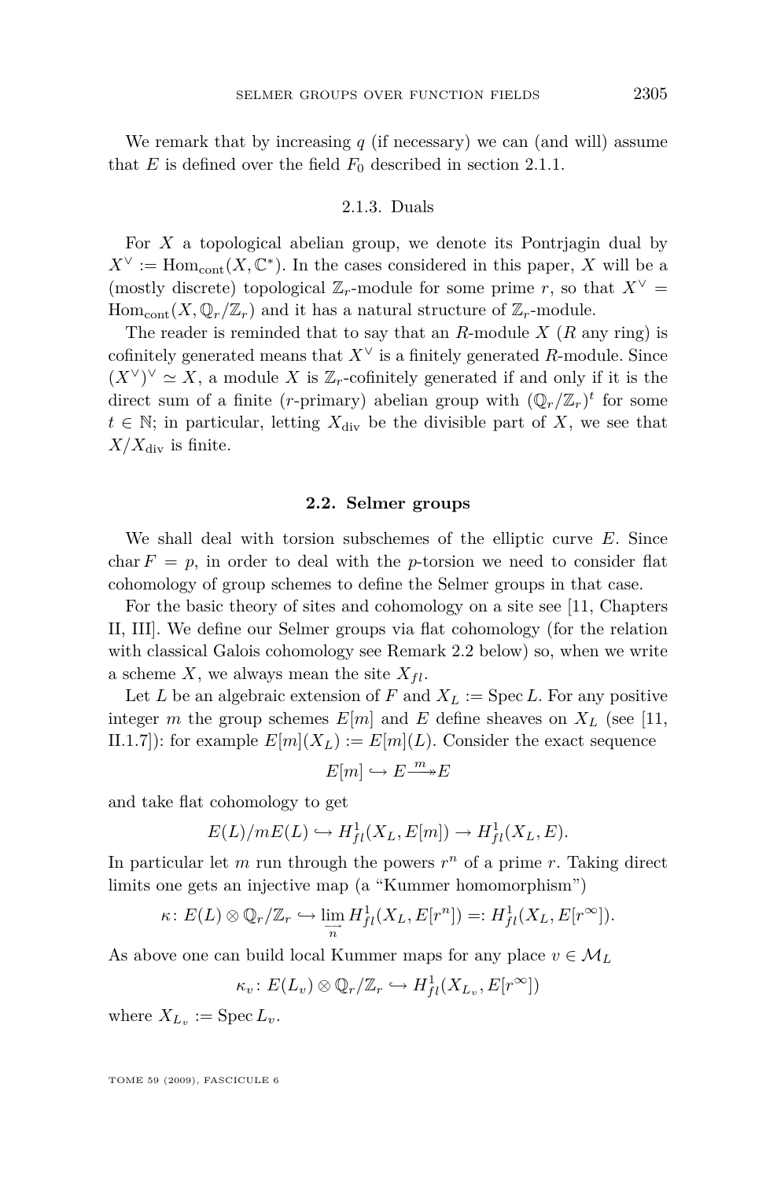We remark that by increasing $q$ (if necessary) we can (and will) assume that $E$ is defined over the field $F_0$ described in section 2.1.1.

### 2.1.3. Duals

For $X$ a topological abelian group, we denote its Pontrjagin dual by $X^\vee := \mathrm{Hom}_{\mathrm{cont}}(X, \mathbb{C}^*)$. In the cases considered in this paper, $X$ will be a (mostly discrete) topological $\mathbb{Z}_r$-module for some prime $r$, so that $X^\vee = \mathrm{Hom}_{\mathrm{cont}}(X, \mathbb{Q}_r/\mathbb{Z}_r)$ and it has a natural structure of $\mathbb{Z}_r$-module.

The reader is reminded that to say that an $R$-module $X$ ($R$ any ring) is cofinitely generated means that $X^\vee$ is a finitely generated $R$-module. Since $(X^\vee)^\vee \simeq X$, a module $X$ is $\mathbb{Z}_r$-cofinitely generated if and only if it is the direct sum of a finite ($r$-primary) abelian group with $(\mathbb{Q}_r/\mathbb{Z}_r)^t$ for some $t \in \mathbb{N}$; in particular, letting $X_{\mathrm{div}}$ be the divisible part of $X$, we see that $X/X_{\mathrm{div}}$ is finite.

## 2.2. Selmer groups

We shall deal with torsion subschemes of the elliptic curve $E$. Since $\mathrm{char}\, F = p$, in order to deal with the $p$-torsion we need to consider flat cohomology of group schemes to define the Selmer groups in that case.

For the basic theory of sites and cohomology on a site see [11, Chapters II, III]. We define our Selmer groups via flat cohomology (for the relation with classical Galois cohomology see Remark 2.2 below) so, when we write a scheme $X$, we always mean the site $X_{fl}$.

Let $L$ be an algebraic extension of $F$ and $X_L := \mathrm{Spec}\, L$. For any positive integer $m$ the group schemes $E[m]$ and $E$ define sheaves on $X_L$ (see [11, II.1.7]): for example $E[m](X_L) := E[m](L)$. Consider the exact sequence

$$E[m] \hookrightarrow E \overset{m}{\twoheadrightarrow} E$$

and take flat cohomology to get

$$E(L)/mE(L) \hookrightarrow H^1_{fl}(X_L, E[m]) \to H^1_{fl}(X_L, E).$$

In particular let $m$ run through the powers $r^n$ of a prime $r$. Taking direct limits one gets an injective map (a "Kummer homomorphism")

$$\kappa \colon E(L) \otimes \mathbb{Q}_r/\mathbb{Z}_r \hookrightarrow \varinjlim_n H^1_{fl}(X_L, E[r^n]) =: H^1_{fl}(X_L, E[r^\infty]).$$

As above one can build local Kummer maps for any place $v \in \mathcal{M}_L$

$$\kappa_v \colon E(L_v) \otimes \mathbb{Q}_r/\mathbb{Z}_r \hookrightarrow H^1_{fl}(X_{L_v}, E[r^\infty])$$

where $X_{L_v} := \mathrm{Spec}\, L_v$.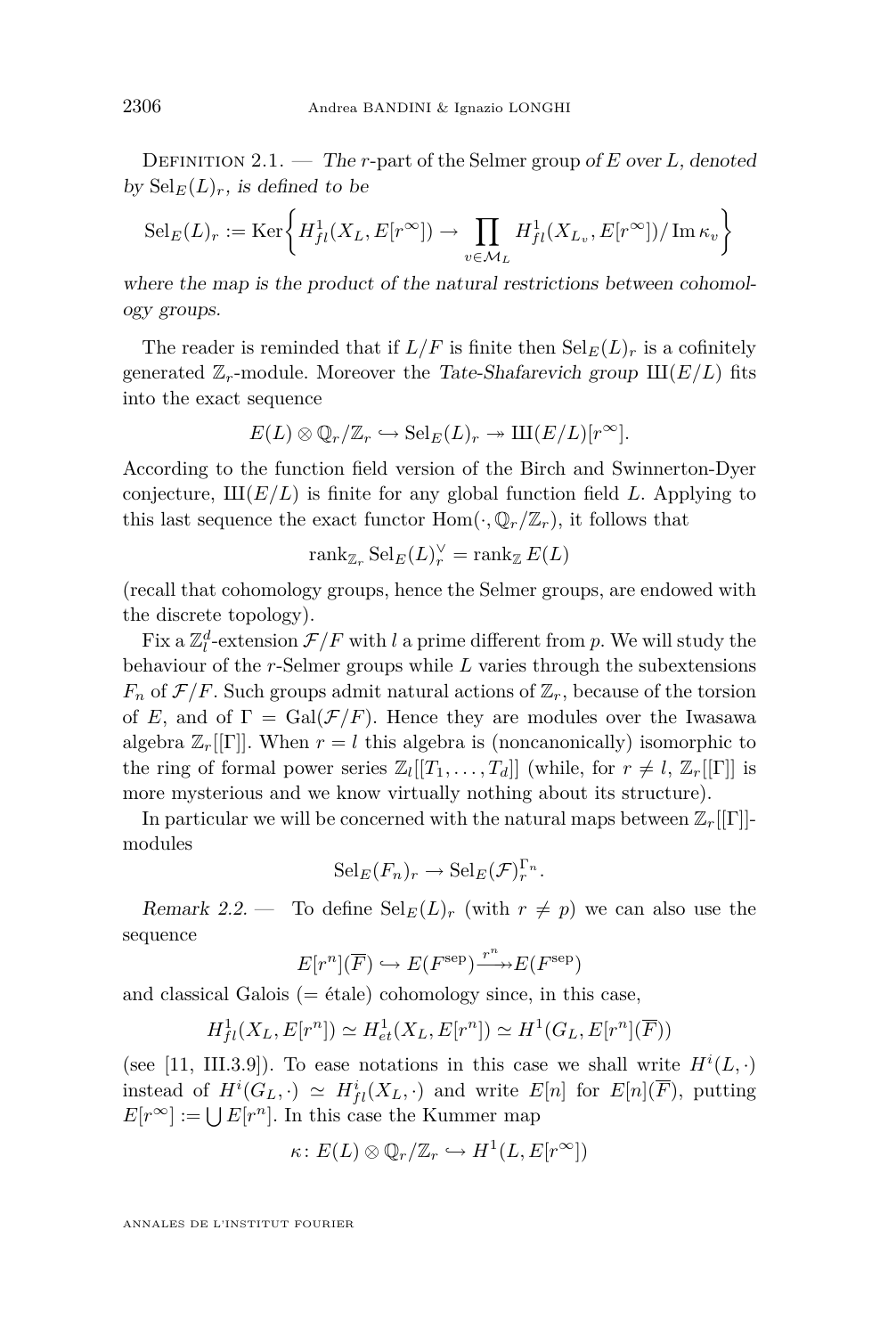Definition 2.1. — *The r-part of the Selmer group of $E$ over $L$, denoted by $\mathrm{Sel}_E(L)_r$, is defined to be*

$$\mathrm{Sel}_E(L)_r := \mathrm{Ker}\left\{ H^1_{fl}(X_L, E[r^\infty]) \to \prod_{v\in\mathcal{M}_L} H^1_{fl}(X_{L_v}, E[r^\infty])/\operatorname{Im}\kappa_v \right\}$$

*where the map is the product of the natural restrictions between cohomology groups.*

The reader is reminded that if $L/F$ is finite then $\mathrm{Sel}_E(L)_r$ is a cofinitely generated $\mathbb{Z}_r$-module. Moreover the *Tate-Shafarevich group* $Ш(E/L)$ fits into the exact sequence

$$E(L)\otimes\mathbb{Q}_r/\mathbb{Z}_r \hookrightarrow \mathrm{Sel}_E(L)_r \twoheadrightarrow Ш(E/L)[r^\infty].$$

According to the function field version of the Birch and Swinnerton-Dyer conjecture, $Ш(E/L)$ is finite for any global function field $L$. Applying to this last sequence the exact functor $\mathrm{Hom}(\cdot,\mathbb{Q}_r/\mathbb{Z}_r)$, it follows that

$$\mathrm{rank}_{\mathbb{Z}_r}\mathrm{Sel}_E(L)_r^\vee = \mathrm{rank}_{\mathbb{Z}} E(L)$$

(recall that cohomology groups, hence the Selmer groups, are endowed with the discrete topology).

Fix a $\mathbb{Z}_l^d$-extension $\mathcal{F}/F$ with $l$ a prime different from $p$. We will study the behaviour of the $r$-Selmer groups while $L$ varies through the subextensions $F_n$ of $\mathcal{F}/F$. Such groups admit natural actions of $\mathbb{Z}_r$, because of the torsion of $E$, and of $\Gamma = \mathrm{Gal}(\mathcal{F}/F)$. Hence they are modules over the Iwasawa algebra $\mathbb{Z}_r[[\Gamma]]$. When $r=l$ this algebra is (noncanonically) isomorphic to the ring of formal power series $\mathbb{Z}_l[[T_1,\dots,T_d]]$ (while, for $r\neq l$, $\mathbb{Z}_r[[\Gamma]]$ is more mysterious and we know virtually nothing about its structure).

In particular we will be concerned with the natural maps between $\mathbb{Z}_r[[\Gamma]]$-modules

$$\mathrm{Sel}_E(F_n)_r \to \mathrm{Sel}_E(\mathcal{F})_r^{\Gamma_n}.$$

*Remark 2.2.* — To define $\mathrm{Sel}_E(L)_r$ (with $r\neq p$) we can also use the sequence

$$E[r^n](\overline{F}) \hookrightarrow E(F^{\mathrm{sep}}) \overset{r^n}{\twoheadrightarrow} E(F^{\mathrm{sep}})$$

and classical Galois (= étale) cohomology since, in this case,

$$H^1_{fl}(X_L,E[r^n]) \simeq H^1_{et}(X_L,E[r^n]) \simeq H^1(G_L,E[r^n](\overline{F}))$$

(see [11, III.3.9]). To ease notations in this case we shall write $H^i(L,\cdot)$ instead of $H^i(G_L,\cdot)\simeq H^i_{fl}(X_L,\cdot)$ and write $E[n]$ for $E[n](\overline{F})$, putting $E[r^\infty] := \bigcup E[r^n]$. In this case the Kummer map

$$\kappa\colon E(L)\otimes\mathbb{Q}_r/\mathbb{Z}_r \hookrightarrow H^1(L,E[r^\infty])$$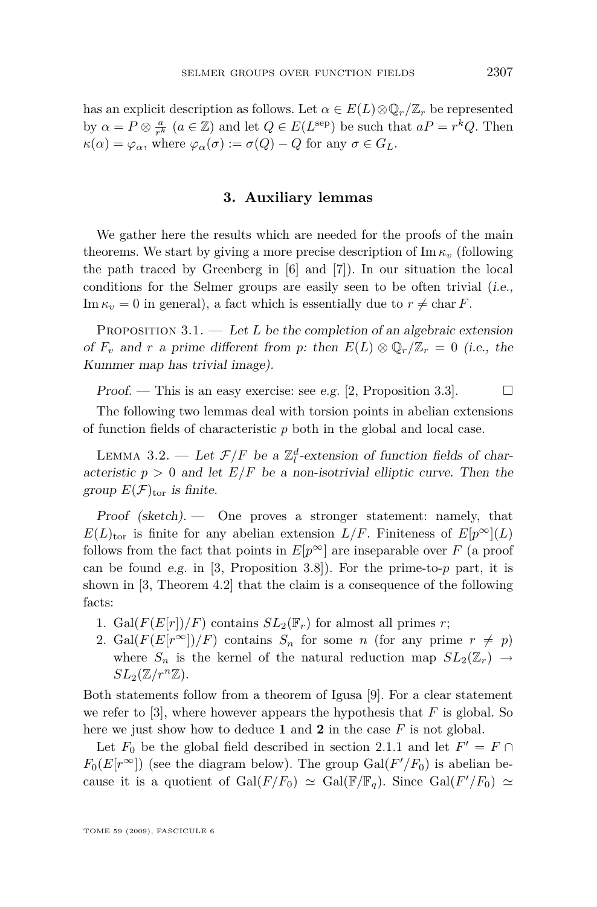has an explicit description as follows. Let $\alpha \in E(L)\otimes\mathbb{Q}_r/\mathbb{Z}_r$ be represented by $\alpha = P \otimes \frac{a}{r^k}$ ($a \in \mathbb{Z}$) and let $Q \in E(L^{\text{sep}})$ be such that $aP = r^k Q$. Then $\kappa(\alpha) = \varphi_\alpha$, where $\varphi_\alpha(\sigma) := \sigma(Q) - Q$ for any $\sigma \in G_L$.

## 3. Auxiliary lemmas

We gather here the results which are needed for the proofs of the main theorems. We start by giving a more precise description of $\operatorname{Im}\kappa_v$ (following the path traced by Greenberg in [6] and [7]). In our situation the local conditions for the Selmer groups are easily seen to be often trivial (*i.e.*, $\operatorname{Im}\kappa_v = 0$ in general), a fact which is essentially due to $r \neq \operatorname{char} F$.

Proposition 3.1. — *Let $L$ be the completion of an algebraic extension of $F_v$ and $r$ a prime different from $p$: then $E(L)\otimes\mathbb{Q}_r/\mathbb{Z}_r = 0$ (i.e., the Kummer map has trivial image).*

*Proof.* — This is an easy exercise: see *e.g.* [2, Proposition 3.3]. □

The following two lemmas deal with torsion points in abelian extensions of function fields of characteristic $p$ both in the global and local case.

Lemma 3.2. — *Let $\mathcal{F}/F$ be a $\mathbb{Z}_l^d$-extension of function fields of characteristic $p > 0$ and let $E/F$ be a non-isotrivial elliptic curve. Then the group $E(\mathcal{F})_{\text{tor}}$ is finite.*

*Proof (sketch).* — One proves a stronger statement: namely, that $E(L)_{\text{tor}}$ is finite for any abelian extension $L/F$. Finiteness of $E[p^\infty](L)$ follows from the fact that points in $E[p^\infty]$ are inseparable over $F$ (a proof can be found *e.g.* in [3, Proposition 3.8]). For the prime-to-$p$ part, it is shown in [3, Theorem 4.2] that the claim is a consequence of the following facts:

1. $\operatorname{Gal}(F(E[r])/F)$ contains $SL_2(\mathbb{F}_r)$ for almost all primes $r$;
2. $\operatorname{Gal}(F(E[r^\infty])/F)$ contains $S_n$ for some $n$ (for any prime $r \neq p$) where $S_n$ is the kernel of the natural reduction map $SL_2(\mathbb{Z}_r) \to SL_2(\mathbb{Z}/r^n\mathbb{Z})$.

Both statements follow from a theorem of Igusa [9]. For a clear statement we refer to [3], where however appears the hypothesis that $F$ is global. So here we just show how to deduce **1** and **2** in the case $F$ is not global.

Let $F_0$ be the global field described in section 2.1.1 and let $F' = F \cap F_0(E[r^\infty])$ (see the diagram below). The group $\operatorname{Gal}(F'/F_0)$ is abelian because it is a quotient of $\operatorname{Gal}(F/F_0) \simeq \operatorname{Gal}(\mathbb{F}/\mathbb{F}_q)$. Since $\operatorname{Gal}(F'/F_0) \simeq$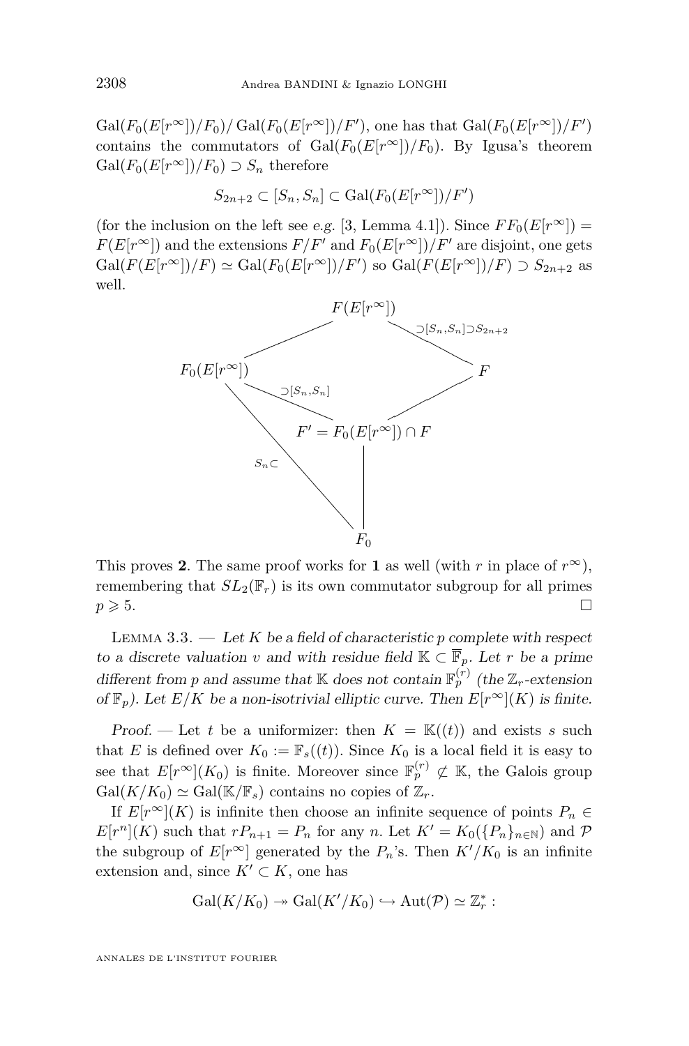$\mathrm{Gal}(F_0(E[r^\infty])/F_0)/\,\mathrm{Gal}(F_0(E[r^\infty])/F')$, one has that $\mathrm{Gal}(F_0(E[r^\infty])/F')$ contains the commutators of $\mathrm{Gal}(F_0(E[r^\infty])/F_0)$. By Igusa's theorem $\mathrm{Gal}(F_0(E[r^\infty])/F_0) \supset S_n$ therefore

$$S_{2n+2} \subset [S_n, S_n] \subset \mathrm{Gal}(F_0(E[r^\infty])/F')$$

(for the inclusion on the left see *e.g.* [3, Lemma 4.1]). Since $FF_0(E[r^\infty]) = F(E[r^\infty])$ and the extensions $F/F'$ and $F_0(E[r^\infty])/F'$ are disjoint, one gets $\mathrm{Gal}(F(E[r^\infty])/F) \simeq \mathrm{Gal}(F_0(E[r^\infty])/F')$ so $\mathrm{Gal}(F(E[r^\infty])/F) \supset S_{2n+2}$ as well.

$$\begin{array}{ccccc}
 & & F(E[r^\infty]) & & \\
 & \diagup & & \diagdown{\scriptstyle \supset [S_n,S_n]\supset S_{2n+2}} & \\
F_0(E[r^\infty]) & & & & F \\
 & {\scriptstyle \supset[S_n,S_n]}\diagdown & & \diagup & \\
 & & F' = F_0(E[r^\infty]) \cap F & & \\
 & {\scriptstyle S_n\subset} & | & & \\
 & & F_0 & &
\end{array}$$

This proves **2**. The same proof works for **1** as well (with $r$ in place of $r^\infty$), remembering that $SL_2(\mathbb{F}_r)$ is its own commutator subgroup for all primes $p \geqslant 5$. $\square$

Lemma 3.3. — *Let $K$ be a field of characteristic $p$ complete with respect to a discrete valuation $v$ and with residue field $\mathbb{K} \subset \overline{\mathbb{F}}_p$. Let $r$ be a prime different from $p$ and assume that $\mathbb{K}$ does not contain $\mathbb{F}_p^{(r)}$ (the $\mathbb{Z}_r$-extension of $\mathbb{F}_p$). Let $E/K$ be a non-isotrivial elliptic curve. Then $E[r^\infty](K)$ is finite.*

*Proof.* — Let $t$ be a uniformizer: then $K = \mathbb{K}((t))$ and exists $s$ such that $E$ is defined over $K_0 := \mathbb{F}_s((t))$. Since $K_0$ is a local field it is easy to see that $E[r^\infty](K_0)$ is finite. Moreover since $\mathbb{F}_p^{(r)} \not\subset \mathbb{K}$, the Galois group $\mathrm{Gal}(K/K_0) \simeq \mathrm{Gal}(\mathbb{K}/\mathbb{F}_s)$ contains no copies of $\mathbb{Z}_r$.

If $E[r^\infty](K)$ is infinite then choose an infinite sequence of points $P_n \in E[r^n](K)$ such that $rP_{n+1} = P_n$ for any $n$. Let $K' = K_0(\{P_n\}_{n\in\mathbb{N}})$ and $\mathcal{P}$ the subgroup of $E[r^\infty]$ generated by the $P_n$'s. Then $K'/K_0$ is an infinite extension and, since $K' \subset K$, one has

$$\mathrm{Gal}(K/K_0) \twoheadrightarrow \mathrm{Gal}(K'/K_0) \hookrightarrow \mathrm{Aut}(\mathcal{P}) \simeq \mathbb{Z}_r^* :$$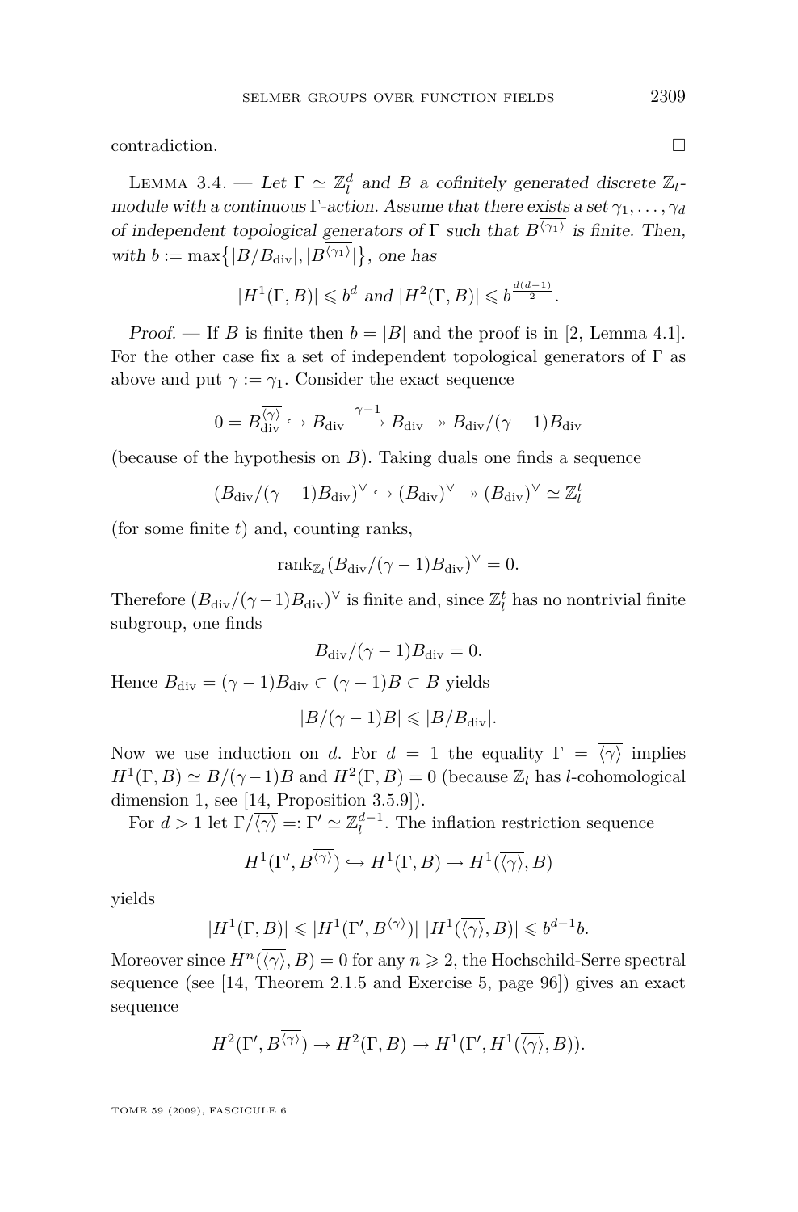contradiction. $\square$

Lemma 3.4. — *Let $\Gamma \simeq \mathbb{Z}_l^d$ and $B$ a cofinitely generated discrete $\mathbb{Z}_l$-module with a continuous $\Gamma$-action. Assume that there exists a set $\gamma_1, \ldots, \gamma_d$ of independent topological generators of $\Gamma$ such that $B^{\overline{\langle \gamma_1 \rangle}}$ is finite. Then, with $b := \max\{|B/B_{\mathrm{div}}|, |B^{\overline{\langle \gamma_1 \rangle}}|\}$, one has*

$$|H^1(\Gamma, B)| \leqslant b^d \text{ and } |H^2(\Gamma, B)| \leqslant b^{\frac{d(d-1)}{2}}.$$

*Proof.* — If $B$ is finite then $b = |B|$ and the proof is in [2, Lemma 4.1]. For the other case fix a set of independent topological generators of $\Gamma$ as above and put $\gamma := \gamma_1$. Consider the exact sequence

$$0 = B_{\mathrm{div}}^{\overline{\langle \gamma \rangle}} \hookrightarrow B_{\mathrm{div}} \xrightarrow{\gamma - 1} B_{\mathrm{div}} \twoheadrightarrow B_{\mathrm{div}}/(\gamma - 1)B_{\mathrm{div}}$$

(because of the hypothesis on $B$). Taking duals one finds a sequence

$$(B_{\mathrm{div}}/(\gamma - 1)B_{\mathrm{div}})^\vee \hookrightarrow (B_{\mathrm{div}})^\vee \twoheadrightarrow (B_{\mathrm{div}})^\vee \simeq \mathbb{Z}_l^t$$

(for some finite $t$) and, counting ranks,

$$\mathrm{rank}_{\mathbb{Z}_l}(B_{\mathrm{div}}/(\gamma - 1)B_{\mathrm{div}})^\vee = 0.$$

Therefore $(B_{\mathrm{div}}/(\gamma - 1)B_{\mathrm{div}})^\vee$ is finite and, since $\mathbb{Z}_l^t$ has no nontrivial finite subgroup, one finds

$$B_{\mathrm{div}}/(\gamma - 1)B_{\mathrm{div}} = 0.$$

Hence $B_{\mathrm{div}} = (\gamma - 1)B_{\mathrm{div}} \subset (\gamma - 1)B \subset B$ yields

$$|B/(\gamma - 1)B| \leqslant |B/B_{\mathrm{div}}|.$$

Now we use induction on $d$. For $d = 1$ the equality $\Gamma = \overline{\langle \gamma \rangle}$ implies $H^1(\Gamma, B) \simeq B/(\gamma - 1)B$ and $H^2(\Gamma, B) = 0$ (because $\mathbb{Z}_l$ has $l$-cohomological dimension 1, see [14, Proposition 3.5.9]).

For $d > 1$ let $\Gamma/\overline{\langle \gamma \rangle} =: \Gamma' \simeq \mathbb{Z}_l^{d-1}$. The inflation restriction sequence

$$H^1(\Gamma', B^{\overline{\langle \gamma \rangle}}) \hookrightarrow H^1(\Gamma, B) \to H^1(\overline{\langle \gamma \rangle}, B)$$

yields

$$|H^1(\Gamma, B)| \leqslant |H^1(\Gamma', B^{\overline{\langle \gamma \rangle}})| \; |H^1(\overline{\langle \gamma \rangle}, B)| \leqslant b^{d-1} b.$$

Moreover since $H^n(\overline{\langle \gamma \rangle}, B) = 0$ for any $n \geqslant 2$, the Hochschild-Serre spectral sequence (see [14, Theorem 2.1.5 and Exercise 5, page 96]) gives an exact sequence

$$H^2(\Gamma', B^{\overline{\langle \gamma \rangle}}) \to H^2(\Gamma, B) \to H^1(\Gamma', H^1(\overline{\langle \gamma \rangle}, B)).$$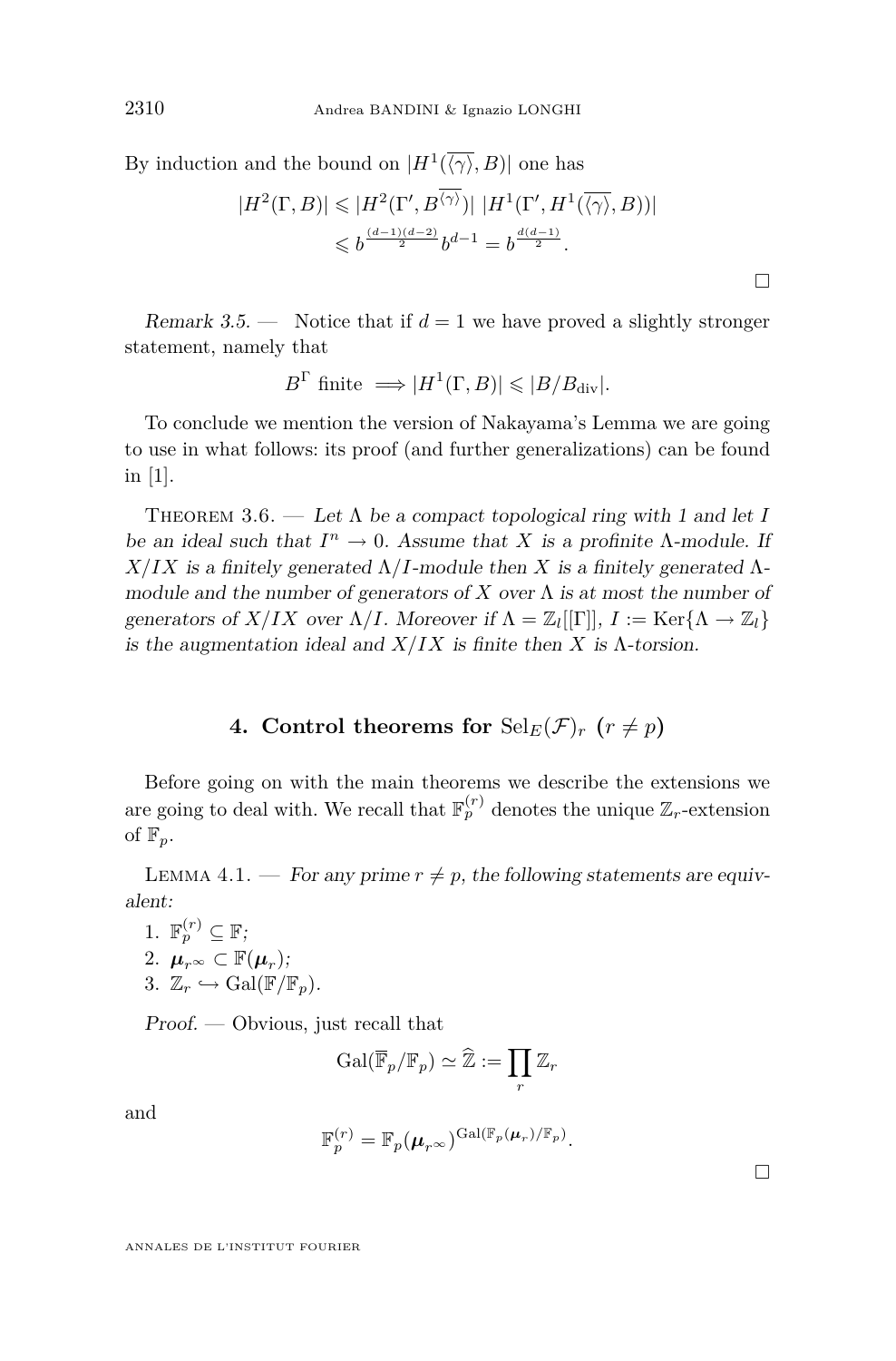By induction and the bound on $|H^1(\overline{\langle\gamma\rangle}, B)|$ one has

$$|H^2(\Gamma, B)| \leqslant |H^2(\Gamma', B^{\overline{\langle\gamma\rangle}})| \; |H^1(\Gamma', H^1(\overline{\langle\gamma\rangle}, B))|$$
$$\leqslant b^{\frac{(d-1)(d-2)}{2}} b^{d-1} = b^{\frac{d(d-1)}{2}}.$$

$\square$

*Remark 3.5.* — Notice that if $d = 1$ we have proved a slightly stronger statement, namely that

$$B^{\Gamma} \text{ finite } \implies |H^1(\Gamma, B)| \leqslant |B/B_{\mathrm{div}}|.$$

To conclude we mention the version of Nakayama's Lemma we are going to use in what follows: its proof (and further generalizations) can be found in [1].

Theorem 3.6. — *Let $\Lambda$ be a compact topological ring with 1 and let $I$ be an ideal such that $I^n \to 0$. Assume that $X$ is a profinite $\Lambda$-module. If $X/IX$ is a finitely generated $\Lambda/I$-module then $X$ is a finitely generated $\Lambda$-module and the number of generators of $X$ over $\Lambda$ is at most the number of generators of $X/IX$ over $\Lambda/I$. Moreover if $\Lambda = \mathbb{Z}_l[[\Gamma]]$, $I := \mathrm{Ker}\{\Lambda \to \mathbb{Z}_l\}$ is the augmentation ideal and $X/IX$ is finite then $X$ is $\Lambda$-torsion.*

## 4. Control theorems for $\mathrm{Sel}_E(\mathcal{F})_r$ $(r \neq p)$

Before going on with the main theorems we describe the extensions we are going to deal with. We recall that $\mathbb{F}_p^{(r)}$ denotes the unique $\mathbb{Z}_r$-extension of $\mathbb{F}_p$.

Lemma 4.1. — *For any prime $r \neq p$, the following statements are equivalent:*

1. $\mathbb{F}_p^{(r)} \subseteq \mathbb{F}$;
2. $\boldsymbol{\mu}_{r^\infty} \subset \mathbb{F}(\boldsymbol{\mu}_r)$;
3. $\mathbb{Z}_r \hookrightarrow \mathrm{Gal}(\mathbb{F}/\mathbb{F}_p)$.

*Proof.* — Obvious, just recall that

$$\mathrm{Gal}(\overline{\mathbb{F}}_p/\mathbb{F}_p) \simeq \widehat{\mathbb{Z}} := \prod_r \mathbb{Z}_r$$

and

$$\mathbb{F}_p^{(r)} = \mathbb{F}_p(\boldsymbol{\mu}_{r^\infty})^{\mathrm{Gal}(\mathbb{F}_p(\boldsymbol{\mu}_r)/\mathbb{F}_p)}.$$

$\square$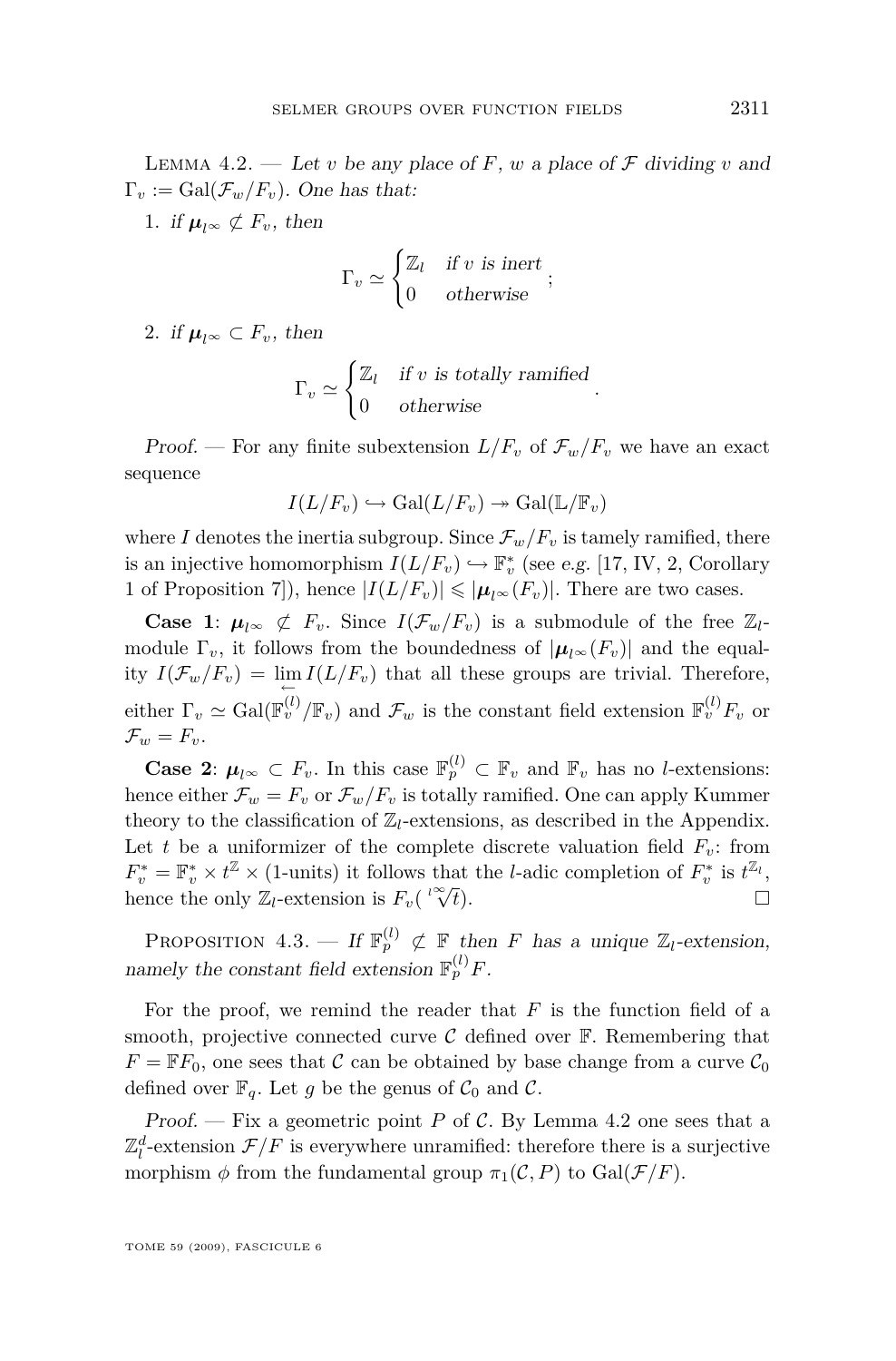Lemma 4.2. — *Let $v$ be any place of $F$, $w$ a place of $\mathcal{F}$ dividing $v$ and $\Gamma_v := \mathrm{Gal}(\mathcal{F}_w/F_v)$. One has that:*

1. *if $\boldsymbol{\mu}_{l^\infty} \not\subset F_v$, then*

$$\Gamma_v \simeq \begin{cases} \mathbb{Z}_l & \text{if } v \text{ is inert} \\ 0 & \text{otherwise} \end{cases};$$

2. *if $\boldsymbol{\mu}_{l^\infty} \subset F_v$, then*

$$\Gamma_v \simeq \begin{cases} \mathbb{Z}_l & \text{if } v \text{ is totally ramified} \\ 0 & \text{otherwise} \end{cases}.$$

*Proof.* — For any finite subextension $L/F_v$ of $\mathcal{F}_w/F_v$ we have an exact sequence

$$I(L/F_v) \hookrightarrow \mathrm{Gal}(L/F_v) \twoheadrightarrow \mathrm{Gal}(\mathbb{L}/\mathbb{F}_v)$$

where $I$ denotes the inertia subgroup. Since $\mathcal{F}_w/F_v$ is tamely ramified, there is an injective homomorphism $I(L/F_v) \hookrightarrow \mathbb{F}_v^*$ (see *e.g.* [17, IV, 2, Corollary 1 of Proposition 7]), hence $|I(L/F_v)| \leqslant |\boldsymbol{\mu}_{l^\infty}(F_v)|$. There are two cases.

**Case 1**: $\boldsymbol{\mu}_{l^\infty} \not\subset F_v$. Since $I(\mathcal{F}_w/F_v)$ is a submodule of the free $\mathbb{Z}_l$-module $\Gamma_v$, it follows from the boundedness of $|\boldsymbol{\mu}_{l^\infty}(F_v)|$ and the equality $I(\mathcal{F}_w/F_v) = \varprojlim I(L/F_v)$ that all these groups are trivial. Therefore, either $\Gamma_v \simeq \mathrm{Gal}(\mathbb{F}_v^{(l)}/\mathbb{F}_v)$ and $\mathcal{F}_w$ is the constant field extension $\mathbb{F}_v^{(l)}F_v$ or $\mathcal{F}_w = F_v$.

**Case 2**: $\boldsymbol{\mu}_{l^\infty} \subset F_v$. In this case $\mathbb{F}_p^{(l)} \subset \mathbb{F}_v$ and $\mathbb{F}_v$ has no $l$-extensions: hence either $\mathcal{F}_w = F_v$ or $\mathcal{F}_w/F_v$ is totally ramified. One can apply Kummer theory to the classification of $\mathbb{Z}_l$-extensions, as described in the Appendix. Let $t$ be a uniformizer of the complete discrete valuation field $F_v$: from $F_v^* = \mathbb{F}_v^* \times t^{\mathbb{Z}} \times$ (1-units) it follows that the $l$-adic completion of $F_v^*$ is $t^{\mathbb{Z}_l}$, hence the only $\mathbb{Z}_l$-extension is $F_v(\sqrt[l^\infty]{t})$. □

Proposition 4.3. — *If $\mathbb{F}_p^{(l)} \not\subset \mathbb{F}$ then $F$ has a unique $\mathbb{Z}_l$-extension, namely the constant field extension $\mathbb{F}_p^{(l)}F$.*

For the proof, we remind the reader that $F$ is the function field of a smooth, projective connected curve $\mathcal{C}$ defined over $\mathbb{F}$. Remembering that $F = \mathbb{F}F_0$, one sees that $\mathcal{C}$ can be obtained by base change from a curve $\mathcal{C}_0$ defined over $\mathbb{F}_q$. Let $g$ be the genus of $\mathcal{C}_0$ and $\mathcal{C}$.

*Proof.* — Fix a geometric point $P$ of $\mathcal{C}$. By Lemma 4.2 one sees that a $\mathbb{Z}_l^d$-extension $\mathcal{F}/F$ is everywhere unramified: therefore there is a surjective morphism $\phi$ from the fundamental group $\pi_1(\mathcal{C}, P)$ to $\mathrm{Gal}(\mathcal{F}/F)$.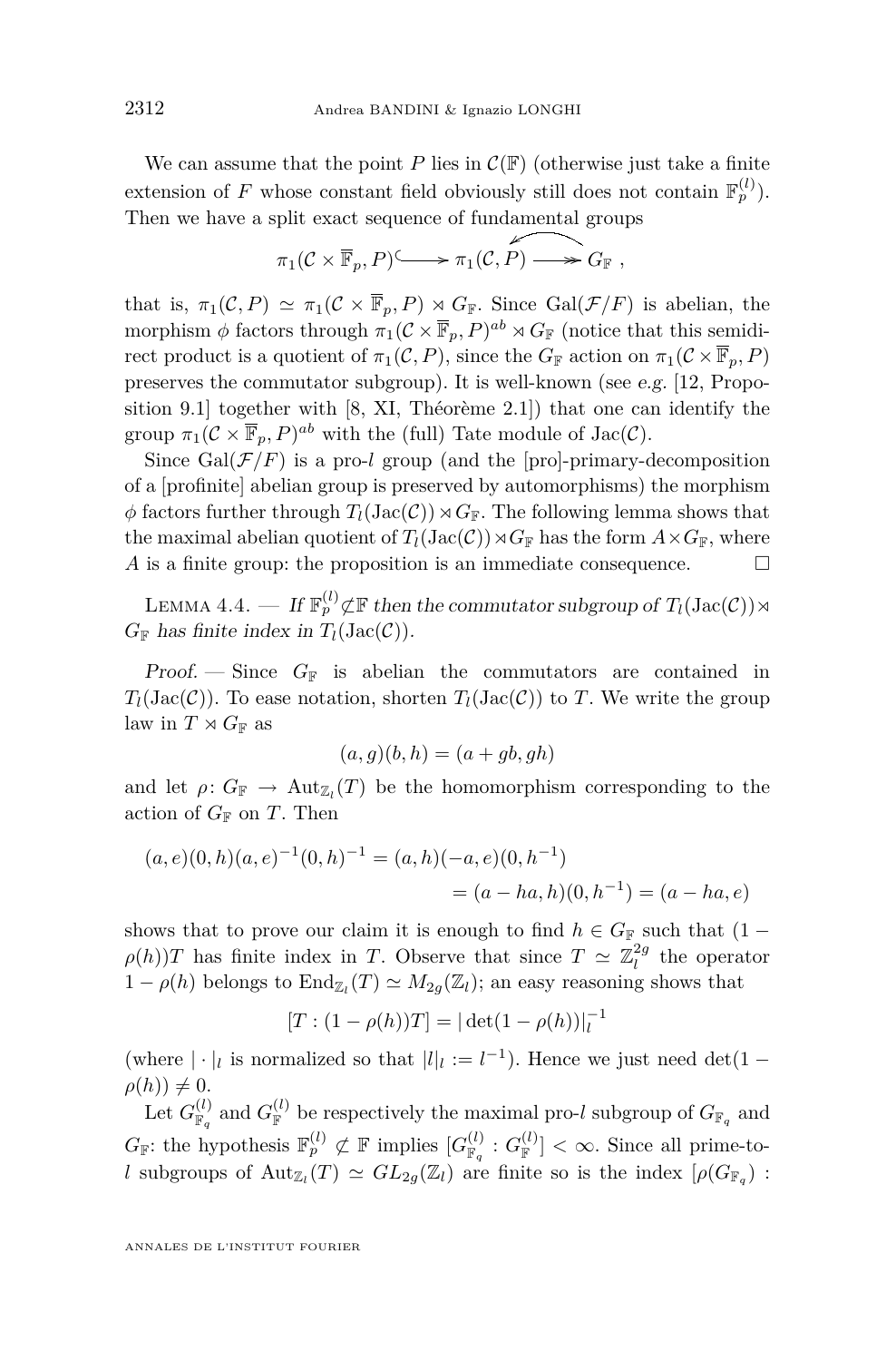We can assume that the point $P$ lies in $\mathcal{C}(\mathbb{F})$ (otherwise just take a finite extension of $F$ whose constant field obviously still does not contain $\mathbb{F}_p^{(l)}$). Then we have a split exact sequence of fundamental groups

$$\pi_1(\mathcal{C}\times\overline{\mathbb{F}}_p, P) \hookrightarrow \pi_1(\mathcal{C}, P) \twoheadrightarrow G_{\mathbb{F}} ,$$

that is, $\pi_1(\mathcal{C}, P) \simeq \pi_1(\mathcal{C}\times\overline{\mathbb{F}}_p, P) \rtimes G_{\mathbb{F}}$. Since $\mathrm{Gal}(\mathcal{F}/F)$ is abelian, the morphism $\phi$ factors through $\pi_1(\mathcal{C}\times\overline{\mathbb{F}}_p, P)^{ab} \rtimes G_{\mathbb{F}}$ (notice that this semidirect product is a quotient of $\pi_1(\mathcal{C}, P)$, since the $G_{\mathbb{F}}$ action on $\pi_1(\mathcal{C}\times\overline{\mathbb{F}}_p, P)$ preserves the commutator subgroup). It is well-known (see *e.g.* [12, Proposition 9.1] together with [8, XI, Théorème 2.1]) that one can identify the group $\pi_1(\mathcal{C}\times\overline{\mathbb{F}}_p, P)^{ab}$ with the (full) Tate module of $\mathrm{Jac}(\mathcal{C})$.

Since $\mathrm{Gal}(\mathcal{F}/F)$ is a pro-$l$ group (and the [pro]-primary-decomposition of a [profinite] abelian group is preserved by automorphisms) the morphism $\phi$ factors further through $T_l(\mathrm{Jac}(\mathcal{C})) \rtimes G_{\mathbb{F}}$. The following lemma shows that the maximal abelian quotient of $T_l(\mathrm{Jac}(\mathcal{C})) \rtimes G_{\mathbb{F}}$ has the form $A \times G_{\mathbb{F}}$, where $A$ is a finite group: the proposition is an immediate consequence. $\square$

Lemma 4.4. — *If $\mathbb{F}_p^{(l)} \not\subset \mathbb{F}$ then the commutator subgroup of $T_l(\mathrm{Jac}(\mathcal{C})) \rtimes G_{\mathbb{F}}$ has finite index in $T_l(\mathrm{Jac}(\mathcal{C}))$.*

*Proof.* — Since $G_{\mathbb{F}}$ is abelian the commutators are contained in $T_l(\mathrm{Jac}(\mathcal{C}))$. To ease notation, shorten $T_l(\mathrm{Jac}(\mathcal{C}))$ to $T$. We write the group law in $T \rtimes G_{\mathbb{F}}$ as

$$(a, g)(b, h) = (a + gb, gh)$$

and let $\rho\colon G_{\mathbb{F}} \to \mathrm{Aut}_{\mathbb{Z}_l}(T)$ be the homomorphism corresponding to the action of $G_{\mathbb{F}}$ on $T$. Then

$$\begin{aligned}(a, e)(0, h)(a, e)^{-1}(0, h)^{-1} &= (a, h)(-a, e)(0, h^{-1})\\ &= (a - ha, h)(0, h^{-1}) = (a - ha, e)\end{aligned}$$

shows that to prove our claim it is enough to find $h \in G_{\mathbb{F}}$ such that $(1 - \rho(h))T$ has finite index in $T$. Observe that since $T \simeq \mathbb{Z}_l^{2g}$ the operator $1 - \rho(h)$ belongs to $\mathrm{End}_{\mathbb{Z}_l}(T) \simeq M_{2g}(\mathbb{Z}_l)$; an easy reasoning shows that

$$[T : (1 - \rho(h))T] = |\det(1 - \rho(h))|_l^{-1}$$

(where $|\cdot|_l$ is normalized so that $|l|_l := l^{-1}$). Hence we just need $\det(1 - \rho(h)) \neq 0$.

Let $G_{\mathbb{F}_q}^{(l)}$ and $G_{\mathbb{F}}^{(l)}$ be respectively the maximal pro-$l$ subgroup of $G_{\mathbb{F}_q}$ and $G_{\mathbb{F}}$: the hypothesis $\mathbb{F}_p^{(l)} \not\subset \mathbb{F}$ implies $[G_{\mathbb{F}_q}^{(l)} : G_{\mathbb{F}}^{(l)}] < \infty$. Since all prime-to-$l$ subgroups of $\mathrm{Aut}_{\mathbb{Z}_l}(T) \simeq GL_{2g}(\mathbb{Z}_l)$ are finite so is the index $[\rho(G_{\mathbb{F}_q}) :$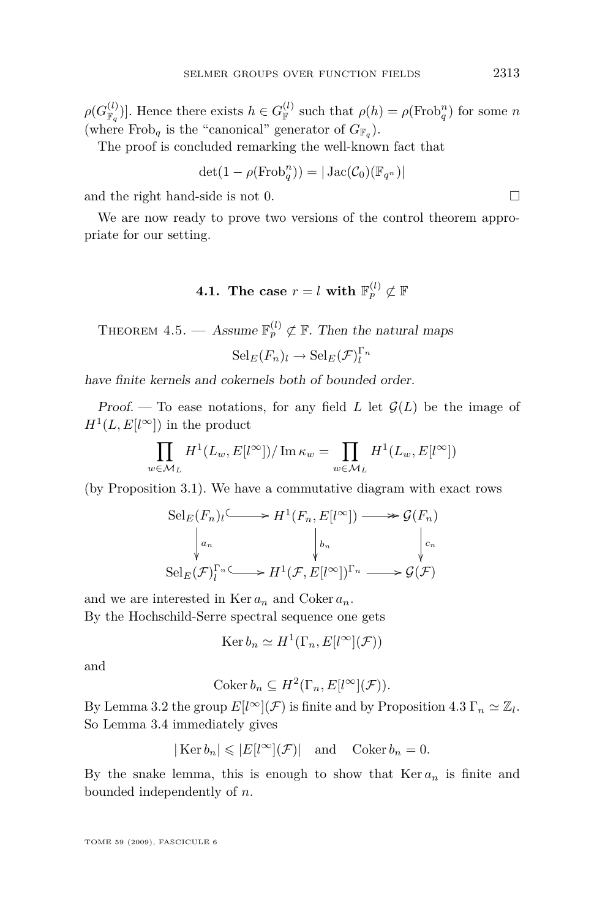$\rho(G_{\mathbb{F}_q}^{(l)})]$. Hence there exists $h \in G_{\mathbb{F}}^{(l)}$ such that $\rho(h) = \rho(\mathrm{Frob}_q^n)$ for some $n$ (where $\mathrm{Frob}_q$ is the "canonical" generator of $G_{\mathbb{F}_q}$).

The proof is concluded remarking the well-known fact that

$$\det(1 - \rho(\mathrm{Frob}_q^n)) = |\operatorname{Jac}(\mathcal{C}_0)(\mathbb{F}_{q^n})|$$

and the right hand-side is not 0. $\square$

We are now ready to prove two versions of the control theorem appropriate for our setting.

### 4.1. The case $r = l$ with $\mathbb{F}_p^{(l)} \not\subset \mathbb{F}$

Theorem 4.5. — *Assume $\mathbb{F}_p^{(l)} \not\subset \mathbb{F}$. Then the natural maps*

$$\mathrm{Sel}_E(F_n)_l \to \mathrm{Sel}_E(\mathcal{F})_l^{\Gamma_n}$$

*have finite kernels and cokernels both of bounded order.*

*Proof.* — To ease notations, for any field $L$ let $\mathcal{G}(L)$ be the image of $H^1(L, E[l^\infty])$ in the product

$$\prod_{w \in \mathcal{M}_L} H^1(L_w, E[l^\infty]) / \operatorname{Im} \kappa_w = \prod_{w \in \mathcal{M}_L} H^1(L_w, E[l^\infty])$$

(by Proposition 3.1). We have a commutative diagram with exact rows

$$\begin{array}{ccccc}
\mathrm{Sel}_E(F_n)_l & \hookrightarrow & H^1(F_n, E[l^\infty]) & \twoheadrightarrow & \mathcal{G}(F_n) \\
\downarrow{\scriptstyle a_n} & & \downarrow{\scriptstyle b_n} & & \downarrow{\scriptstyle c_n} \\
\mathrm{Sel}_E(\mathcal{F})_l^{\Gamma_n} & \hookrightarrow & H^1(\mathcal{F}, E[l^\infty])^{\Gamma_n} & \longrightarrow & \mathcal{G}(\mathcal{F})
\end{array}$$

and we are interested in $\operatorname{Ker} a_n$ and $\operatorname{Coker} a_n$.
By the Hochschild-Serre spectral sequence one gets

$$\operatorname{Ker} b_n \simeq H^1(\Gamma_n, E[l^\infty](\mathcal{F}))$$

and

$$\operatorname{Coker} b_n \subseteq H^2(\Gamma_n, E[l^\infty](\mathcal{F})).$$

By Lemma 3.2 the group $E[l^\infty](\mathcal{F})$ is finite and by Proposition 4.3 $\Gamma_n \simeq \mathbb{Z}_l$. So Lemma 3.4 immediately gives

$$|\operatorname{Ker} b_n| \leqslant |E[l^\infty](\mathcal{F})| \quad \text{and} \quad \operatorname{Coker} b_n = 0.$$

By the snake lemma, this is enough to show that $\operatorname{Ker} a_n$ is finite and bounded independently of $n$.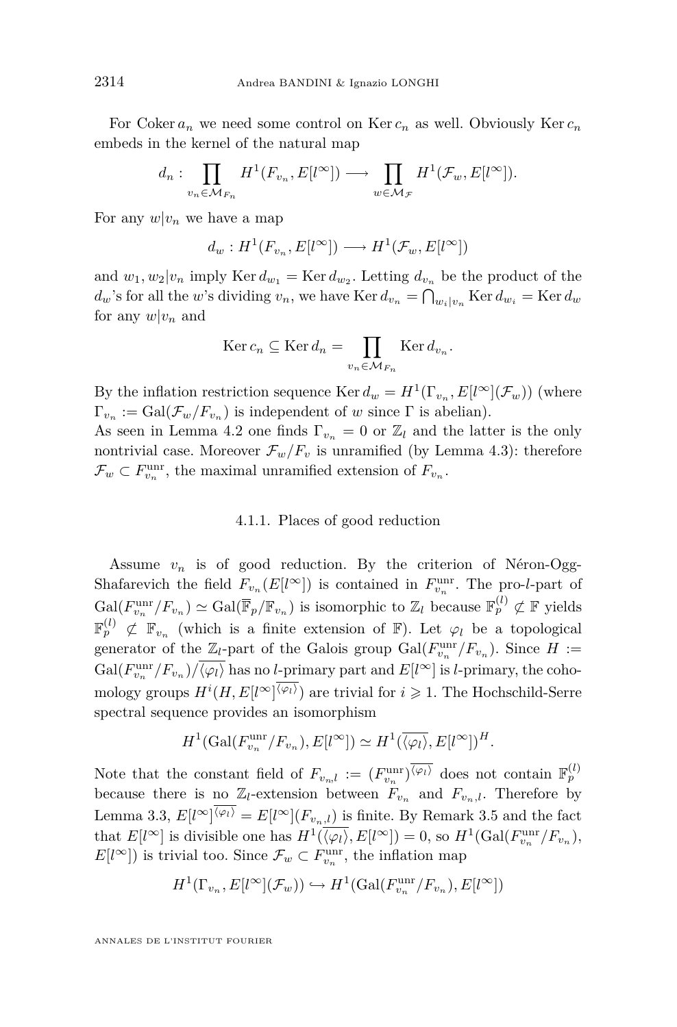For $\operatorname{Coker} a_n$ we need some control on $\operatorname{Ker} c_n$ as well. Obviously $\operatorname{Ker} c_n$ embeds in the kernel of the natural map

$$d_n : \prod_{v_n \in \mathcal{M}_{F_n}} H^1(F_{v_n}, E[l^\infty]) \longrightarrow \prod_{w \in \mathcal{M}_{\mathcal{F}}} H^1(\mathcal{F}_w, E[l^\infty]).$$

For any $w | v_n$ we have a map

$$d_w : H^1(F_{v_n}, E[l^\infty]) \longrightarrow H^1(\mathcal{F}_w, E[l^\infty])$$

and $w_1, w_2 | v_n$ imply $\operatorname{Ker} d_{w_1} = \operatorname{Ker} d_{w_2}$. Letting $d_{v_n}$ be the product of the $d_w$'s for all the $w$'s dividing $v_n$, we have $\operatorname{Ker} d_{v_n} = \bigcap_{w_i | v_n} \operatorname{Ker} d_{w_i} = \operatorname{Ker} d_w$ for any $w | v_n$ and

$$\operatorname{Ker} c_n \subseteq \operatorname{Ker} d_n = \prod_{v_n \in \mathcal{M}_{F_n}} \operatorname{Ker} d_{v_n}.$$

By the inflation restriction sequence $\operatorname{Ker} d_w = H^1(\Gamma_{v_n}, E[l^\infty](\mathcal{F}_w))$ (where $\Gamma_{v_n} := \operatorname{Gal}(\mathcal{F}_w / F_{v_n})$ is independent of $w$ since $\Gamma$ is abelian).
As seen in Lemma 4.2 one finds $\Gamma_{v_n} = 0$ or $\mathbb{Z}_l$ and the latter is the only nontrivial case. Moreover $\mathcal{F}_w / F_v$ is unramified (by Lemma 4.3): therefore $\mathcal{F}_w \subset F_{v_n}^{\mathrm{unr}}$, the maximal unramified extension of $F_{v_n}$.

### 4.1.1. Places of good reduction

Assume $v_n$ is of good reduction. By the criterion of Néron-Ogg-Shafarevich the field $F_{v_n}(E[l^\infty])$ is contained in $F_{v_n}^{\mathrm{unr}}$. The pro-$l$-part of $\operatorname{Gal}(F_{v_n}^{\mathrm{unr}} / F_{v_n}) \simeq \operatorname{Gal}(\overline{\mathbb{F}}_p / \mathbb{F}_{v_n})$ is isomorphic to $\mathbb{Z}_l$ because $\mathbb{F}_p^{(l)} \not\subset \mathbb{F}$ yields $\mathbb{F}_p^{(l)} \not\subset \mathbb{F}_{v_n}$ (which is a finite extension of $\mathbb{F}$). Let $\varphi_l$ be a topological generator of the $\mathbb{Z}_l$-part of the Galois group $\operatorname{Gal}(F_{v_n}^{\mathrm{unr}} / F_{v_n})$. Since $H := \operatorname{Gal}(F_{v_n}^{\mathrm{unr}} / F_{v_n}) / \overline{\langle \varphi_l \rangle}$ has no $l$-primary part and $E[l^\infty]$ is $l$-primary, the cohomology groups $H^i(H, E[l^\infty]^{\overline{\langle \varphi_l \rangle}})$ are trivial for $i \geqslant 1$. The Hochschild-Serre spectral sequence provides an isomorphism

$$H^1(\operatorname{Gal}(F_{v_n}^{\mathrm{unr}} / F_{v_n}), E[l^\infty]) \simeq H^1(\overline{\langle \varphi_l \rangle}, E[l^\infty])^H.$$

Note that the constant field of $F_{v_n,l} := (F_{v_n}^{\mathrm{unr}})^{\overline{\langle \varphi_l \rangle}}$ does not contain $\mathbb{F}_p^{(l)}$ because there is no $\mathbb{Z}_l$-extension between $F_{v_n}$ and $F_{v_n,l}$. Therefore by Lemma 3.3, $E[l^\infty]^{\overline{\langle \varphi_l \rangle}} = E[l^\infty](F_{v_n,l})$ is finite. By Remark 3.5 and the fact that $E[l^\infty]$ is divisible one has $H^1(\overline{\langle \varphi_l \rangle}, E[l^\infty]) = 0$, so $H^1(\operatorname{Gal}(F_{v_n}^{\mathrm{unr}} / F_{v_n}), E[l^\infty])$ is trivial too. Since $\mathcal{F}_w \subset F_{v_n}^{\mathrm{unr}}$, the inflation map

$$H^1(\Gamma_{v_n}, E[l^\infty](\mathcal{F}_w)) \hookrightarrow H^1(\operatorname{Gal}(F_{v_n}^{\mathrm{unr}} / F_{v_n}), E[l^\infty])$$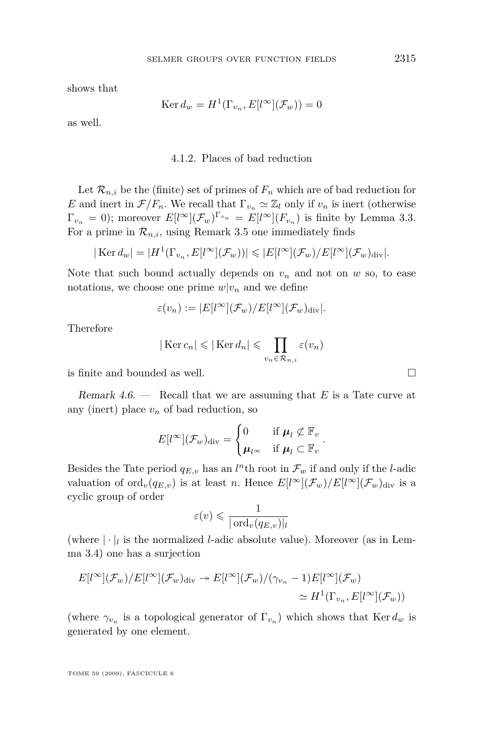shows that

$$\operatorname{Ker} d_w = H^1(\Gamma_{v_n}, E[l^\infty](\mathcal{F}_w)) = 0$$

as well.

#### 4.1.2. Places of bad reduction

Let $\mathcal{R}_{n,i}$ be the (finite) set of primes of $F_n$ which are of bad reduction for $E$ and inert in $\mathcal{F}/F_n$. We recall that $\Gamma_{v_n} \simeq \mathbb{Z}_l$ only if $v_n$ is inert (otherwise $\Gamma_{v_n} = 0$); moreover $E[l^\infty](\mathcal{F}_w)^{\Gamma_{v_n}} = E[l^\infty](F_{v_n})$ is finite by Lemma 3.3. For a prime in $\mathcal{R}_{n,i}$, using Remark 3.5 one immediately finds

$$|\operatorname{Ker} d_w| = |H^1(\Gamma_{v_n}, E[l^\infty](\mathcal{F}_w))| \leqslant |E[l^\infty](\mathcal{F}_w)/E[l^\infty](\mathcal{F}_w)_{\mathrm{div}}|.$$

Note that such bound actually depends on $v_n$ and not on $w$ so, to ease notations, we choose one prime $w|v_n$ and we define

$$\varepsilon(v_n) := |E[l^\infty](\mathcal{F}_w)/E[l^\infty](\mathcal{F}_w)_{\mathrm{div}}|.$$

Therefore

$$|\operatorname{Ker} c_n| \leqslant |\operatorname{Ker} d_n| \leqslant \prod_{v_n \in \mathcal{R}_{n,i}} \varepsilon(v_n)$$

is finite and bounded as well. □

*Remark 4.6.* — Recall that we are assuming that $E$ is a Tate curve at any (inert) place $v_n$ of bad reduction, so

$$E[l^\infty](\mathcal{F}_w)_{\mathrm{div}} = \begin{cases} 0 & \text{if } \boldsymbol{\mu}_l \not\subset \mathbb{F}_v \\ \boldsymbol{\mu}_{l^\infty} & \text{if } \boldsymbol{\mu}_l \subset \mathbb{F}_v \end{cases}.$$

Besides the Tate period $q_{E,v}$ has an $l^n$th root in $\mathcal{F}_w$ if and only if the $l$-adic valuation of $\operatorname{ord}_v(q_{E,v})$ is at least $n$. Hence $E[l^\infty](\mathcal{F}_w)/E[l^\infty](\mathcal{F}_w)_{\mathrm{div}}$ is a cyclic group of order

$$\varepsilon(v) \leqslant \frac{1}{|\operatorname{ord}_v(q_{E,v})|_l}$$

(where $|\cdot|_l$ is the normalized $l$-adic absolute value). Moreover (as in Lemma 3.4) one has a surjection

$$E[l^\infty](\mathcal{F}_w)/E[l^\infty](\mathcal{F}_w)_{\mathrm{div}} \twoheadrightarrow E[l^\infty](\mathcal{F}_w)/(\gamma_{v_n} - 1)E[l^\infty](\mathcal{F}_w) \simeq H^1(\Gamma_{v_n}, E[l^\infty](\mathcal{F}_w))$$

(where $\gamma_{v_n}$ is a topological generator of $\Gamma_{v_n}$) which shows that $\operatorname{Ker} d_w$ is generated by one element.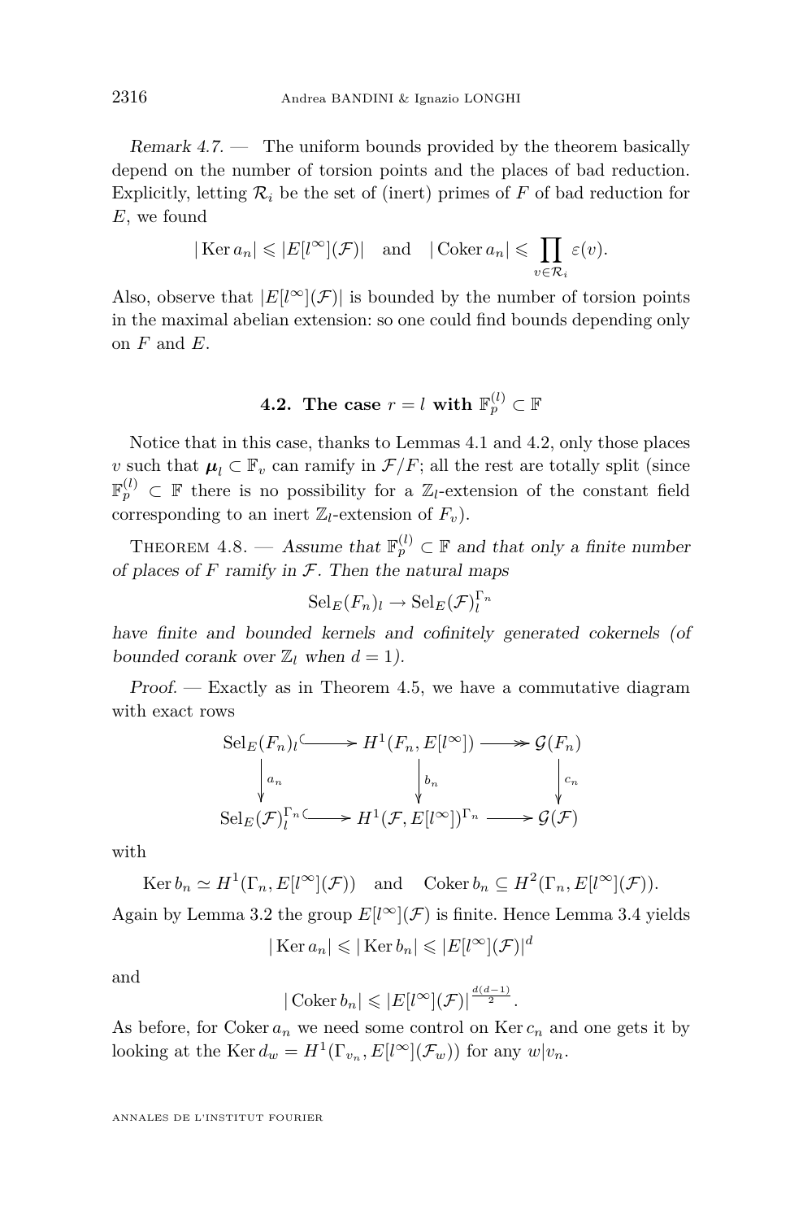*Remark 4.7.* — The uniform bounds provided by the theorem basically depend on the number of torsion points and the places of bad reduction. Explicitly, letting $\mathcal{R}_i$ be the set of (inert) primes of $F$ of bad reduction for $E$, we found

$$|\operatorname{Ker} a_n| \leqslant |E[l^\infty](\mathcal{F})| \quad \text{and} \quad |\operatorname{Coker} a_n| \leqslant \prod_{v \in \mathcal{R}_i} \varepsilon(v).$$

Also, observe that $|E[l^\infty](\mathcal{F})|$ is bounded by the number of torsion points in the maximal abelian extension: so one could find bounds depending only on $F$ and $E$.

## 4.2. The case $r = l$ with $\mathbb{F}_p^{(l)} \subset \mathbb{F}$

Notice that in this case, thanks to Lemmas 4.1 and 4.2, only those places $v$ such that $\boldsymbol{\mu}_l \subset \mathbb{F}_v$ can ramify in $\mathcal{F}/F$; all the rest are totally split (since $\mathbb{F}_p^{(l)} \subset \mathbb{F}$ there is no possibility for a $\mathbb{Z}_l$-extension of the constant field corresponding to an inert $\mathbb{Z}_l$-extension of $F_v$).

Theorem 4.8. — *Assume that $\mathbb{F}_p^{(l)} \subset \mathbb{F}$ and that only a finite number of places of $F$ ramify in $\mathcal{F}$. Then the natural maps*

$$\mathrm{Sel}_E(F_n)_l \to \mathrm{Sel}_E(\mathcal{F})_l^{\Gamma_n}$$

*have finite and bounded kernels and cofinitely generated cokernels (of bounded corank over $\mathbb{Z}_l$ when $d = 1$).*

*Proof.* — Exactly as in Theorem 4.5, we have a commutative diagram with exact rows

$$\begin{array}{ccccc}
\mathrm{Sel}_E(F_n)_l & \hookrightarrow & H^1(F_n, E[l^\infty]) & \twoheadrightarrow & \mathcal{G}(F_n) \\
\downarrow a_n & & \downarrow b_n & & \downarrow c_n \\
\mathrm{Sel}_E(\mathcal{F})_l^{\Gamma_n} & \hookrightarrow & H^1(\mathcal{F}, E[l^\infty])^{\Gamma_n} & \longrightarrow & \mathcal{G}(\mathcal{F})
\end{array}$$

with

$$\operatorname{Ker} b_n \simeq H^1(\Gamma_n, E[l^\infty](\mathcal{F})) \quad \text{and} \quad \operatorname{Coker} b_n \subseteq H^2(\Gamma_n, E[l^\infty](\mathcal{F})).$$

Again by Lemma 3.2 the group $E[l^\infty](\mathcal{F})$ is finite. Hence Lemma 3.4 yields

$$|\operatorname{Ker} a_n| \leqslant |\operatorname{Ker} b_n| \leqslant |E[l^\infty](\mathcal{F})|^d$$

and

$$|\operatorname{Coker} b_n| \leqslant |E[l^\infty](\mathcal{F})|^{\frac{d(d-1)}{2}}.$$

As before, for $\operatorname{Coker} a_n$ we need some control on $\operatorname{Ker} c_n$ and one gets it by looking at the $\operatorname{Ker} d_w = H^1(\Gamma_{v_n}, E[l^\infty](\mathcal{F}_w))$ for any $w | v_n$.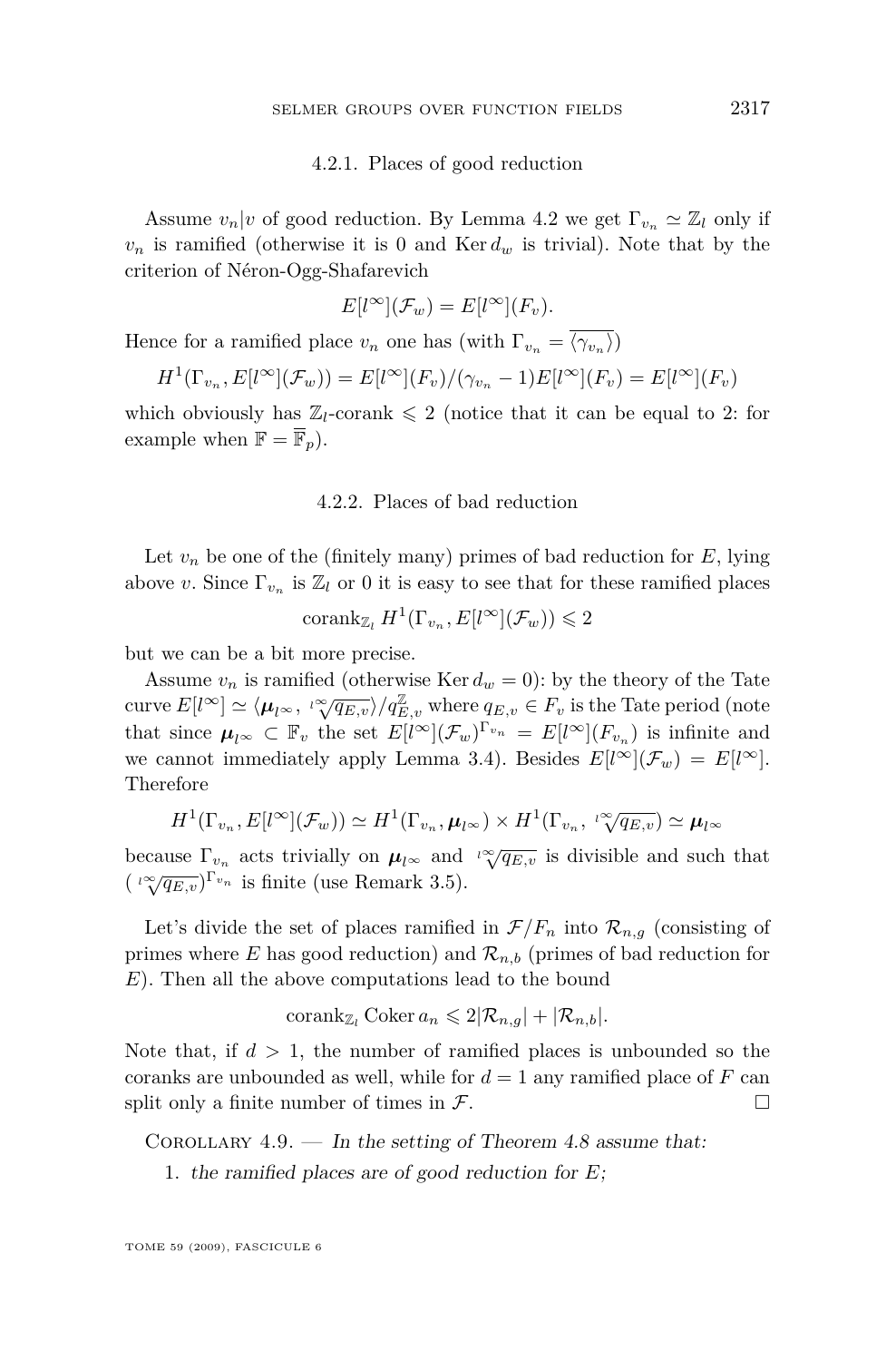#### 4.2.1. Places of good reduction

Assume $v_n|v$ of good reduction. By Lemma 4.2 we get $\Gamma_{v_n} \simeq \mathbb{Z}_l$ only if $v_n$ is ramified (otherwise it is 0 and $\operatorname{Ker} d_w$ is trivial). Note that by the criterion of Néron-Ogg-Shafarevich

$$E[l^\infty](\mathcal{F}_w) = E[l^\infty](F_v).$$

Hence for a ramified place $v_n$ one has (with $\Gamma_{v_n} = \overline{\langle \gamma_{v_n} \rangle}$)

$$H^1(\Gamma_{v_n}, E[l^\infty](\mathcal{F}_w)) = E[l^\infty](F_v)/(\gamma_{v_n} - 1)E[l^\infty](F_v) = E[l^\infty](F_v)$$

which obviously has $\mathbb{Z}_l$-corank $\leqslant 2$ (notice that it can be equal to 2: for example when $\mathbb{F} = \overline{\mathbb{F}}_p$).

#### 4.2.2. Places of bad reduction

Let $v_n$ be one of the (finitely many) primes of bad reduction for $E$, lying above $v$. Since $\Gamma_{v_n}$ is $\mathbb{Z}_l$ or 0 it is easy to see that for these ramified places

$$\operatorname{corank}_{\mathbb{Z}_l} H^1(\Gamma_{v_n}, E[l^\infty](\mathcal{F}_w)) \leqslant 2$$

but we can be a bit more precise.

Assume $v_n$ is ramified (otherwise $\operatorname{Ker} d_w = 0$): by the theory of the Tate curve $E[l^\infty] \simeq \langle \boldsymbol{\mu}_{l^\infty}, \sqrt[l^\infty]{q_{E,v}} \rangle / q_{E,v}^{\mathbb{Z}}$ where $q_{E,v} \in F_v$ is the Tate period (note that since $\boldsymbol{\mu}_{l^\infty} \subset \mathbb{F}_v$ the set $E[l^\infty](\mathcal{F}_w)^{\Gamma_{v_n}} = E[l^\infty](F_{v_n})$ is infinite and we cannot immediately apply Lemma 3.4). Besides $E[l^\infty](\mathcal{F}_w) = E[l^\infty]$. Therefore

$$H^1(\Gamma_{v_n}, E[l^\infty](\mathcal{F}_w)) \simeq H^1(\Gamma_{v_n}, \boldsymbol{\mu}_{l^\infty}) \times H^1(\Gamma_{v_n}, \sqrt[l^\infty]{q_{E,v}}) \simeq \boldsymbol{\mu}_{l^\infty}$$

because $\Gamma_{v_n}$ acts trivially on $\boldsymbol{\mu}_{l^\infty}$ and $\sqrt[l^\infty]{q_{E,v}}$ is divisible and such that $(\sqrt[l^\infty]{q_{E,v}})^{\Gamma_{v_n}}$ is finite (use Remark 3.5).

Let's divide the set of places ramified in $\mathcal{F}/F_n$ into $\mathcal{R}_{n,g}$ (consisting of primes where $E$ has good reduction) and $\mathcal{R}_{n,b}$ (primes of bad reduction for $E$). Then all the above computations lead to the bound

$$\operatorname{corank}_{\mathbb{Z}_l} \operatorname{Coker} a_n \leqslant 2|\mathcal{R}_{n,g}| + |\mathcal{R}_{n,b}|.$$

Note that, if $d > 1$, the number of ramified places is unbounded so the coranks are unbounded as well, while for $d = 1$ any ramified place of $F$ can split only a finite number of times in $\mathcal{F}$. □

Corollary 4.9. — *In the setting of Theorem 4.8 assume that:*

1. *the ramified places are of good reduction for $E$;*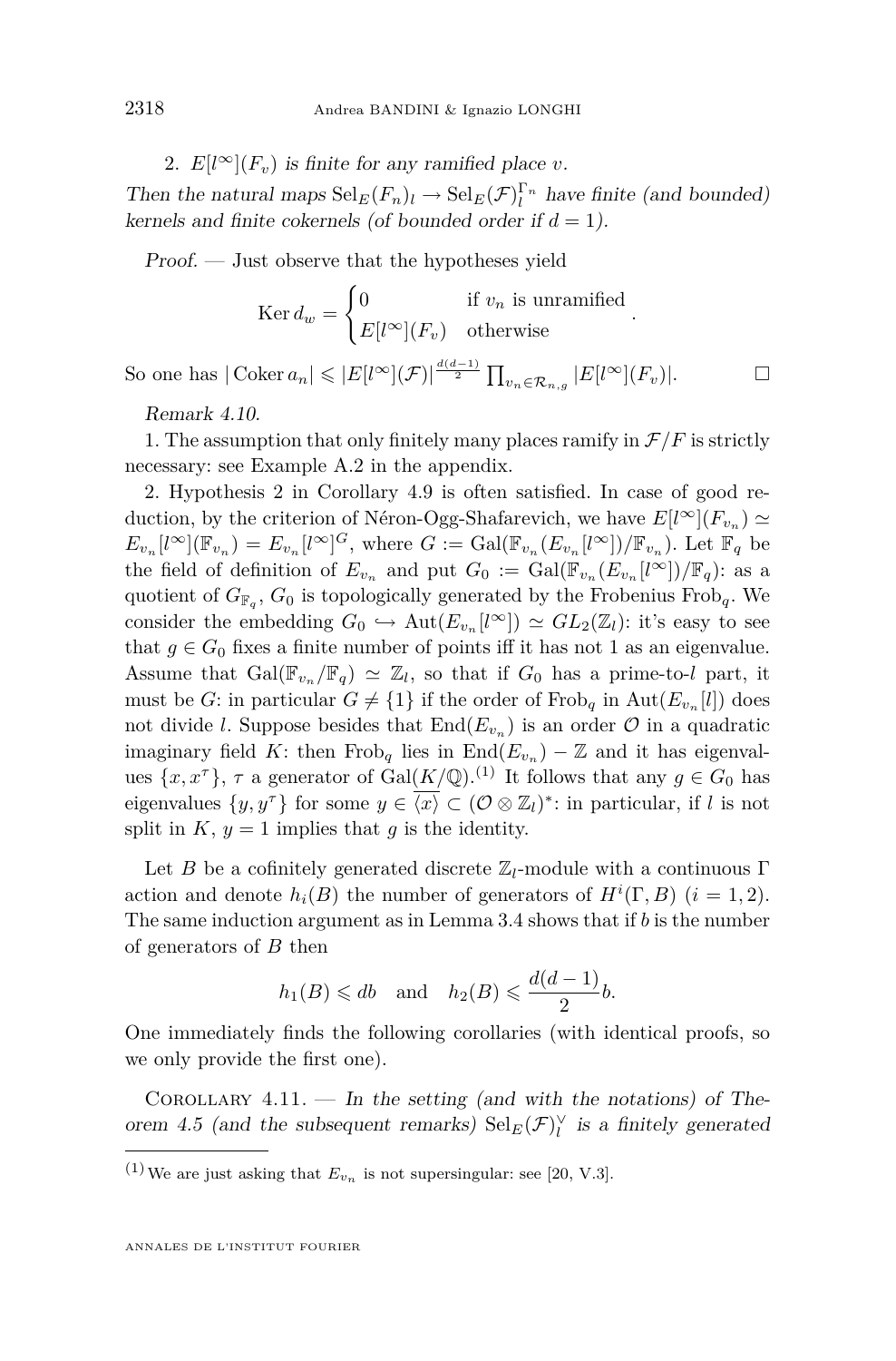2. $E[l^\infty](F_v)$ *is finite for any ramified place* $v$.

*Then the natural maps* $\mathrm{Sel}_E(F_n)_l \to \mathrm{Sel}_E(\mathcal{F})_l^{\Gamma_n}$ *have finite (and bounded) kernels and finite cokernels (of bounded order if* $d=1$*).*

*Proof.* — Just observe that the hypotheses yield

$$\operatorname{Ker} d_w = \begin{cases} 0 & \text{if } v_n \text{ is unramified} \\ E[l^\infty](F_v) & \text{otherwise} \end{cases}.$$

So one has $|\operatorname{Coker} a_n| \leqslant |E[l^\infty](\mathcal{F})|^{\frac{d(d-1)}{2}} \prod_{v_n \in \mathcal{R}_{n,g}} |E[l^\infty](F_v)|$. □

*Remark 4.10.*

1. The assumption that only finitely many places ramify in $\mathcal{F}/F$ is strictly necessary: see Example A.2 in the appendix.

2. Hypothesis 2 in Corollary 4.9 is often satisfied. In case of good reduction, by the criterion of Néron-Ogg-Shafarevich, we have $E[l^\infty](F_{v_n}) \simeq E_{v_n}[l^\infty](\mathbb{F}_{v_n}) = E_{v_n}[l^\infty]^G$, where $G := \mathrm{Gal}(\mathbb{F}_{v_n}(E_{v_n}[l^\infty])/\mathbb{F}_{v_n})$. Let $\mathbb{F}_q$ be the field of definition of $E_{v_n}$ and put $G_0 := \mathrm{Gal}(\mathbb{F}_{v_n}(E_{v_n}[l^\infty])/\mathbb{F}_q)$: as a quotient of $G_{\mathbb{F}_q}$, $G_0$ is topologically generated by the Frobenius $\mathrm{Frob}_q$. We consider the embedding $G_0 \hookrightarrow \mathrm{Aut}(E_{v_n}[l^\infty]) \simeq GL_2(\mathbb{Z}_l)$: it's easy to see that $g \in G_0$ fixes a finite number of points iff it has not 1 as an eigenvalue. Assume that $\mathrm{Gal}(\mathbb{F}_{v_n}/\mathbb{F}_q) \simeq \mathbb{Z}_l$, so that if $G_0$ has a prime-to-$l$ part, it must be $G$: in particular $G \neq \{1\}$ if the order of $\mathrm{Frob}_q$ in $\mathrm{Aut}(E_{v_n}[l])$ does not divide $l$. Suppose besides that $\mathrm{End}(E_{v_n})$ is an order $\mathcal{O}$ in a quadratic imaginary field $K$: then $\mathrm{Frob}_q$ lies in $\mathrm{End}(E_{v_n}) - \mathbb{Z}$ and it has eigenvalues $\{x, x^\tau\}$, $\tau$ a generator of $\mathrm{Gal}(K/\mathbb{Q})$.[1] It follows that any $g \in G_0$ has eigenvalues $\{y, y^\tau\}$ for some $y \in \overline{\langle x \rangle} \subset (\mathcal{O} \otimes \mathbb{Z}_l)^*$: in particular, if $l$ is not split in $K$, $y = 1$ implies that $g$ is the identity.

Let $B$ be a cofinitely generated discrete $\mathbb{Z}_l$-module with a continuous $\Gamma$ action and denote $h_i(B)$ the number of generators of $H^i(\Gamma, B)$ $(i = 1, 2)$. The same induction argument as in Lemma 3.4 shows that if $b$ is the number of generators of $B$ then

$$h_1(B) \leqslant db \quad \text{and} \quad h_2(B) \leqslant \frac{d(d-1)}{2} b.$$

One immediately finds the following corollaries (with identical proofs, so we only provide the first one).

Corollary 4.11. — *In the setting (and with the notations) of Theorem 4.5 (and the subsequent remarks)* $\mathrm{Sel}_E(\mathcal{F})_l^\vee$ *is a finitely generated*

---

[1] We are just asking that $E_{v_n}$ is not supersingular: see [20, V.3].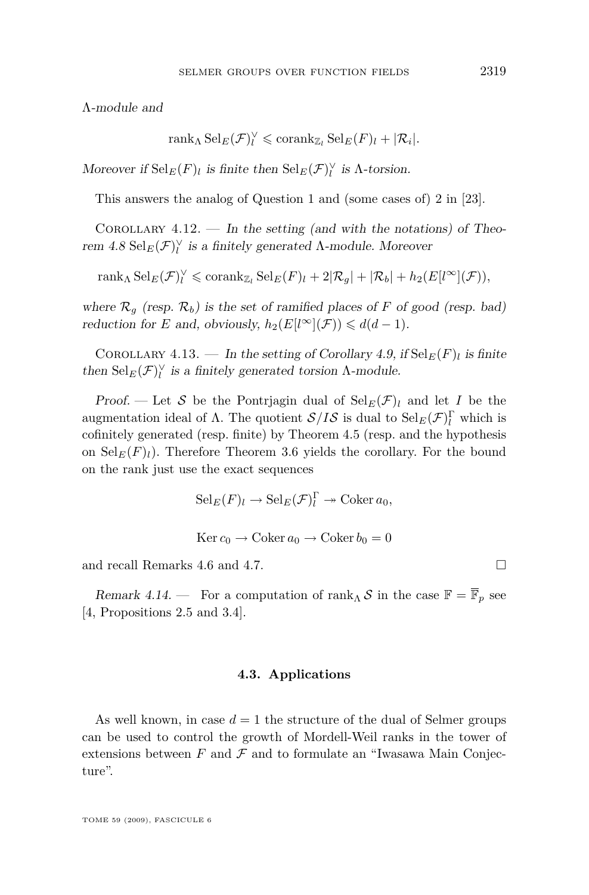$\Lambda$-module and

$$\operatorname{rank}_\Lambda \operatorname{Sel}_E(\mathcal{F})_l^\vee \leqslant \operatorname{corank}_{\mathbb{Z}_l} \operatorname{Sel}_E(F)_l + |\mathcal{R}_i|.$$

*Moreover if* $\operatorname{Sel}_E(F)_l$ *is finite then* $\operatorname{Sel}_E(\mathcal{F})_l^\vee$ *is* $\Lambda$*-torsion.*

This answers the analog of Question 1 and (some cases of) 2 in [23].

Corollary 4.12. — *In the setting (and with the notations) of Theorem 4.8* $\operatorname{Sel}_E(\mathcal{F})_l^\vee$ *is a finitely generated* $\Lambda$*-module. Moreover*

$$\operatorname{rank}_\Lambda \operatorname{Sel}_E(\mathcal{F})_l^\vee \leqslant \operatorname{corank}_{\mathbb{Z}_l} \operatorname{Sel}_E(F)_l + 2|\mathcal{R}_g| + |\mathcal{R}_b| + h_2(E[l^\infty](\mathcal{F})),$$

*where* $\mathcal{R}_g$ *(resp.* $\mathcal{R}_b$*) is the set of ramified places of* $F$ *of good (resp. bad) reduction for* $E$ *and, obviously,* $h_2(E[l^\infty](\mathcal{F})) \leqslant d(d-1)$*.*

Corollary 4.13. — *In the setting of Corollary 4.9, if* $\operatorname{Sel}_E(F)_l$ *is finite then* $\operatorname{Sel}_E(\mathcal{F})_l^\vee$ *is a finitely generated torsion* $\Lambda$*-module.*

*Proof.* — Let $\mathcal{S}$ be the Pontrjagin dual of $\operatorname{Sel}_E(\mathcal{F})_l$ and let $I$ be the augmentation ideal of $\Lambda$. The quotient $\mathcal{S}/I\mathcal{S}$ is dual to $\operatorname{Sel}_E(\mathcal{F})_l^\Gamma$ which is cofinitely generated (resp. finite) by Theorem 4.5 (resp. and the hypothesis on $\operatorname{Sel}_E(F)_l$). Therefore Theorem 3.6 yields the corollary. For the bound on the rank just use the exact sequences

$$\operatorname{Sel}_E(F)_l \to \operatorname{Sel}_E(\mathcal{F})_l^\Gamma \twoheadrightarrow \operatorname{Coker} a_0,$$

$$\operatorname{Ker} c_0 \to \operatorname{Coker} a_0 \to \operatorname{Coker} b_0 = 0$$

and recall Remarks 4.6 and 4.7. □

*Remark 4.14.* — For a computation of $\operatorname{rank}_\Lambda \mathcal{S}$ in the case $\mathbb{F} = \overline{\mathbb{F}}_p$ see [4, Propositions 2.5 and 3.4].

### 4.3. Applications

As well known, in case $d = 1$ the structure of the dual of Selmer groups can be used to control the growth of Mordell-Weil ranks in the tower of extensions between $F$ and $\mathcal{F}$ and to formulate an "Iwasawa Main Conjecture".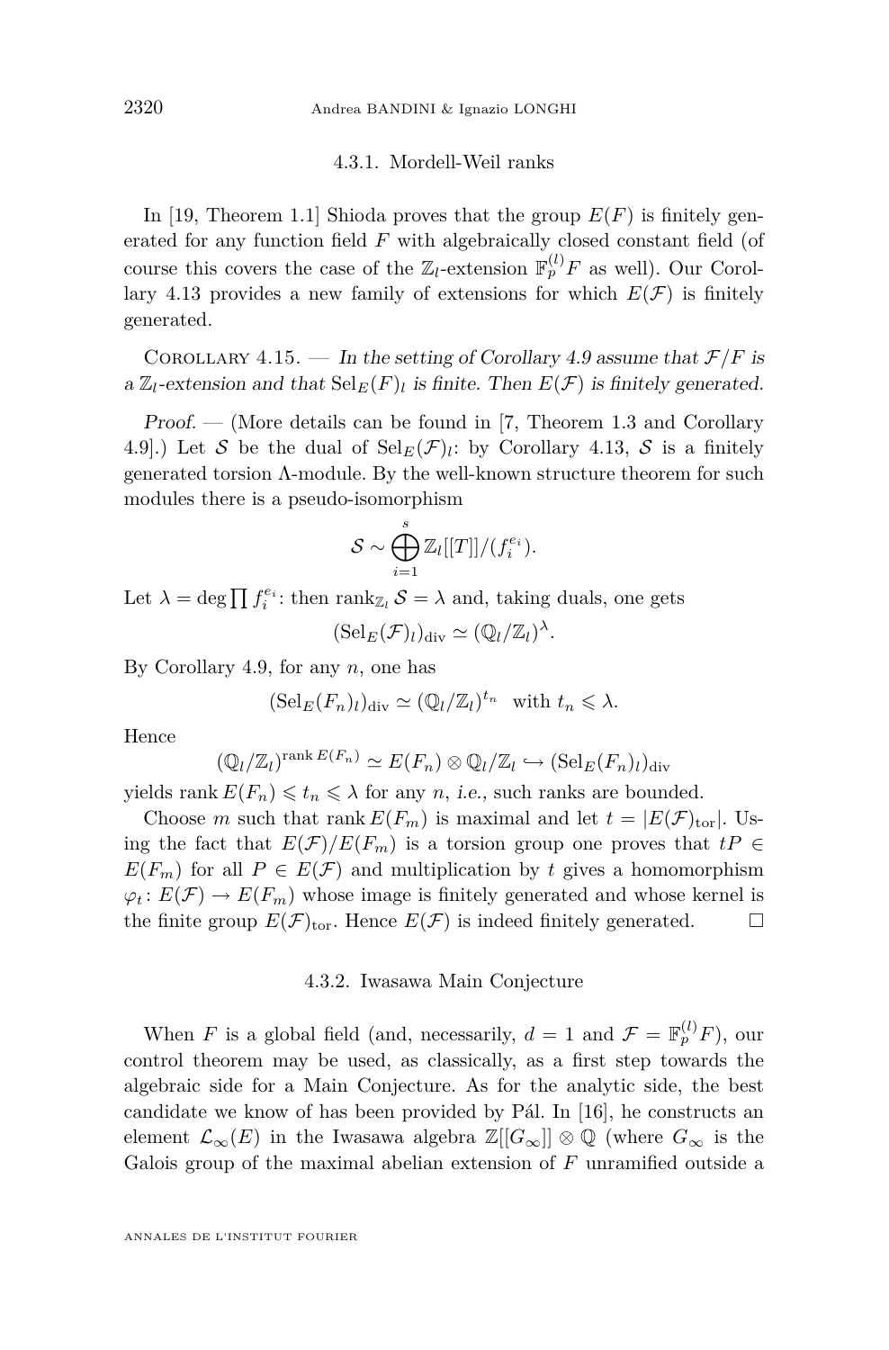#### 4.3.1. Mordell-Weil ranks

In [19, Theorem 1.1] Shioda proves that the group $E(F)$ is finitely generated for any function field $F$ with algebraically closed constant field (of course this covers the case of the $\mathbb{Z}_l$-extension $\mathbb{F}_p^{(l)}F$ as well). Our Corollary 4.13 provides a new family of extensions for which $E(\mathcal{F})$ is finitely generated.

Corollary 4.15. — *In the setting of Corollary 4.9 assume that $\mathcal{F}/F$ is a $\mathbb{Z}_l$-extension and that $\mathrm{Sel}_E(F)_l$ is finite. Then $E(\mathcal{F})$ is finitely generated.*

*Proof.* — (More details can be found in [7, Theorem 1.3 and Corollary 4.9].) Let $\mathcal{S}$ be the dual of $\mathrm{Sel}_E(\mathcal{F})_l$: by Corollary 4.13, $\mathcal{S}$ is a finitely generated torsion $\Lambda$-module. By the well-known structure theorem for such modules there is a pseudo-isomorphism

$$\mathcal{S} \sim \bigoplus_{i=1}^{s} \mathbb{Z}_l[[T]]/(f_i^{e_i}).$$

Let $\lambda = \deg \prod f_i^{e_i}$: then $\mathrm{rank}_{\mathbb{Z}_l} \mathcal{S} = \lambda$ and, taking duals, one gets

$$(\mathrm{Sel}_E(\mathcal{F})_l)_{\mathrm{div}} \simeq (\mathbb{Q}_l/\mathbb{Z}_l)^{\lambda}.$$

By Corollary 4.9, for any $n$, one has

$$(\mathrm{Sel}_E(F_n)_l)_{\mathrm{div}} \simeq (\mathbb{Q}_l/\mathbb{Z}_l)^{t_n} \quad \text{with } t_n \leqslant \lambda.$$

Hence

$$(\mathbb{Q}_l/\mathbb{Z}_l)^{\mathrm{rank}\, E(F_n)} \simeq E(F_n) \otimes \mathbb{Q}_l/\mathbb{Z}_l \hookrightarrow (\mathrm{Sel}_E(F_n)_l)_{\mathrm{div}}$$

yields $\mathrm{rank}\, E(F_n) \leqslant t_n \leqslant \lambda$ for any $n$, *i.e.*, such ranks are bounded.

Choose $m$ such that $\mathrm{rank}\, E(F_m)$ is maximal and let $t = |E(\mathcal{F})_{\mathrm{tor}}|$. Using the fact that $E(\mathcal{F})/E(F_m)$ is a torsion group one proves that $tP \in E(F_m)$ for all $P \in E(\mathcal{F})$ and multiplication by $t$ gives a homomorphism $\varphi_t \colon E(\mathcal{F}) \to E(F_m)$ whose image is finitely generated and whose kernel is the finite group $E(\mathcal{F})_{\mathrm{tor}}$. Hence $E(\mathcal{F})$ is indeed finitely generated. □

#### 4.3.2. Iwasawa Main Conjecture

When $F$ is a global field (and, necessarily, $d = 1$ and $\mathcal{F} = \mathbb{F}_p^{(l)}F$), our control theorem may be used, as classically, as a first step towards the algebraic side for a Main Conjecture. As for the analytic side, the best candidate we know of has been provided by Pál. In [16], he constructs an element $\mathcal{L}_\infty(E)$ in the Iwasawa algebra $\mathbb{Z}[[G_\infty]] \otimes \mathbb{Q}$ (where $G_\infty$ is the Galois group of the maximal abelian extension of $F$ unramified outside a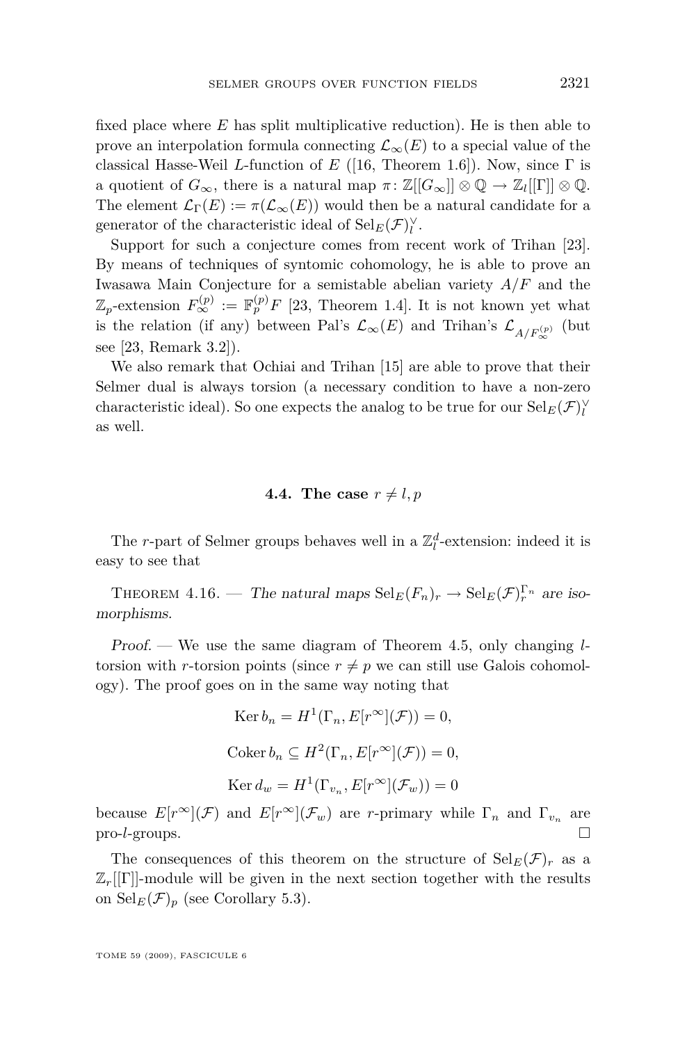fixed place where $E$ has split multiplicative reduction). He is then able to prove an interpolation formula connecting $\mathcal{L}_\infty(E)$ to a special value of the classical Hasse-Weil $L$-function of $E$ ([16, Theorem 1.6]). Now, since $\Gamma$ is a quotient of $G_\infty$, there is a natural map $\pi\colon \mathbb{Z}[[G_\infty]] \otimes \mathbb{Q} \to \mathbb{Z}_l[[\Gamma]] \otimes \mathbb{Q}$. The element $\mathcal{L}_\Gamma(E) := \pi(\mathcal{L}_\infty(E))$ would then be a natural candidate for a generator of the characteristic ideal of $\mathrm{Sel}_E(\mathcal{F})_l^\vee$.

Support for such a conjecture comes from recent work of Trihan [23]. By means of techniques of syntomic cohomology, he is able to prove an Iwasawa Main Conjecture for a semistable abelian variety $A/F$ and the $\mathbb{Z}_p$-extension $F_\infty^{(p)} := \mathbb{F}_p^{(p)} F$ [23, Theorem 1.4]. It is not known yet what is the relation (if any) between Pal's $\mathcal{L}_\infty(E)$ and Trihan's $\mathcal{L}_{A/F_\infty^{(p)}}$ (but see [23, Remark 3.2]).

We also remark that Ochiai and Trihan [15] are able to prove that their Selmer dual is always torsion (a necessary condition to have a non-zero characteristic ideal). So one expects the analog to be true for our $\mathrm{Sel}_E(\mathcal{F})_l^\vee$ as well.

### 4.4. The case $r \neq l, p$

The $r$-part of Selmer groups behaves well in a $\mathbb{Z}_l^d$-extension: indeed it is easy to see that

Theorem 4.16. — *The natural maps $\mathrm{Sel}_E(F_n)_r \to \mathrm{Sel}_E(\mathcal{F})_r^{\Gamma_n}$ are isomorphisms.*

*Proof.* — We use the same diagram of Theorem 4.5, only changing $l$-torsion with $r$-torsion points (since $r \neq p$ we can still use Galois cohomology). The proof goes on in the same way noting that

$$\operatorname{Ker} b_n = H^1(\Gamma_n, E[r^\infty](\mathcal{F})) = 0,$$

$$\operatorname{Coker} b_n \subseteq H^2(\Gamma_n, E[r^\infty](\mathcal{F})) = 0,$$

$$\operatorname{Ker} d_w = H^1(\Gamma_{v_n}, E[r^\infty](\mathcal{F}_w)) = 0$$

because $E[r^\infty](\mathcal{F})$ and $E[r^\infty](\mathcal{F}_w)$ are $r$-primary while $\Gamma_n$ and $\Gamma_{v_n}$ are pro-$l$-groups. □

The consequences of this theorem on the structure of $\mathrm{Sel}_E(\mathcal{F})_r$ as a $\mathbb{Z}_r[[\Gamma]]$-module will be given in the next section together with the results on $\mathrm{Sel}_E(\mathcal{F})_p$ (see Corollary 5.3).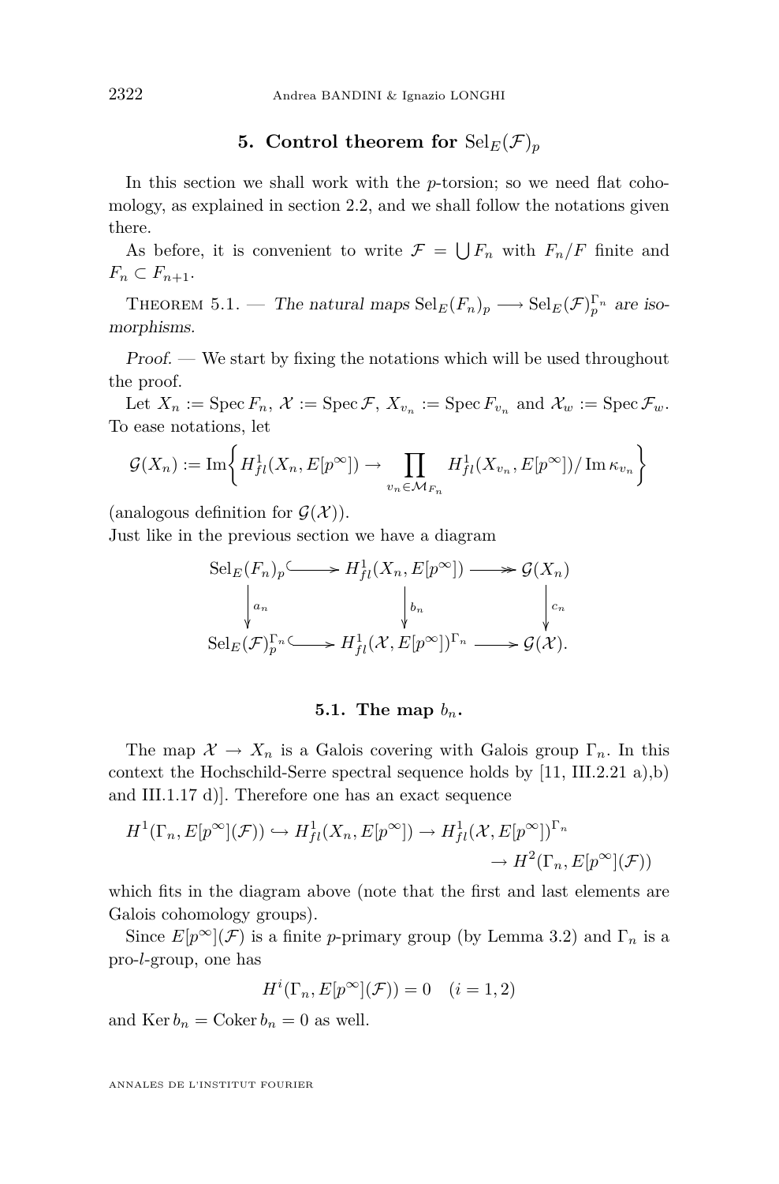## 5. Control theorem for $\mathrm{Sel}_E(\mathcal{F})_p$

In this section we shall work with the $p$-torsion; so we need flat cohomology, as explained in section 2.2, and we shall follow the notations given there.

As before, it is convenient to write $\mathcal{F} = \bigcup F_n$ with $F_n/F$ finite and $F_n \subset F_{n+1}$.

Theorem 5.1. — *The natural maps $\mathrm{Sel}_E(F_n)_p \longrightarrow \mathrm{Sel}_E(\mathcal{F})_p^{\Gamma_n}$ are isomorphisms.*

*Proof.* — We start by fixing the notations which will be used throughout the proof.

Let $X_n := \mathrm{Spec}\, F_n$, $\mathcal{X} := \mathrm{Spec}\, \mathcal{F}$, $X_{v_n} := \mathrm{Spec}\, F_{v_n}$ and $\mathcal{X}_w := \mathrm{Spec}\, \mathcal{F}_w$. To ease notations, let

$$\mathcal{G}(X_n) := \mathrm{Im}\left\{ H^1_{fl}(X_n, E[p^\infty]) \to \prod_{v_n \in \mathcal{M}_{F_n}} H^1_{fl}(X_{v_n}, E[p^\infty]) / \mathrm{Im}\, \kappa_{v_n} \right\}$$

(analogous definition for $\mathcal{G}(\mathcal{X})$).

Just like in the previous section we have a diagram

$$\begin{array}{ccccc}
\mathrm{Sel}_E(F_n)_p & \hookrightarrow & H^1_{fl}(X_n, E[p^\infty]) & \twoheadrightarrow & \mathcal{G}(X_n) \\
\downarrow{\scriptstyle a_n} & & \downarrow{\scriptstyle b_n} & & \downarrow{\scriptstyle c_n} \\
\mathrm{Sel}_E(\mathcal{F})_p^{\Gamma_n} & \hookrightarrow & H^1_{fl}(\mathcal{X}, E[p^\infty])^{\Gamma_n} & \longrightarrow & \mathcal{G}(\mathcal{X}).
\end{array}$$

### 5.1. The map $b_n$.

The map $\mathcal{X} \to X_n$ is a Galois covering with Galois group $\Gamma_n$. In this context the Hochschild-Serre spectral sequence holds by [11, III.2.21 a),b) and III.1.17 d)]. Therefore one has an exact sequence

$$H^1(\Gamma_n, E[p^\infty](\mathcal{F})) \hookrightarrow H^1_{fl}(X_n, E[p^\infty]) \to H^1_{fl}(\mathcal{X}, E[p^\infty])^{\Gamma_n} \to H^2(\Gamma_n, E[p^\infty](\mathcal{F}))$$

which fits in the diagram above (note that the first and last elements are Galois cohomology groups).

Since $E[p^\infty](\mathcal{F})$ is a finite $p$-primary group (by Lemma 3.2) and $\Gamma_n$ is a pro-$l$-group, one has

$$H^i(\Gamma_n, E[p^\infty](\mathcal{F})) = 0 \quad (i = 1, 2)$$

and $\mathrm{Ker}\, b_n = \mathrm{Coker}\, b_n = 0$ as well.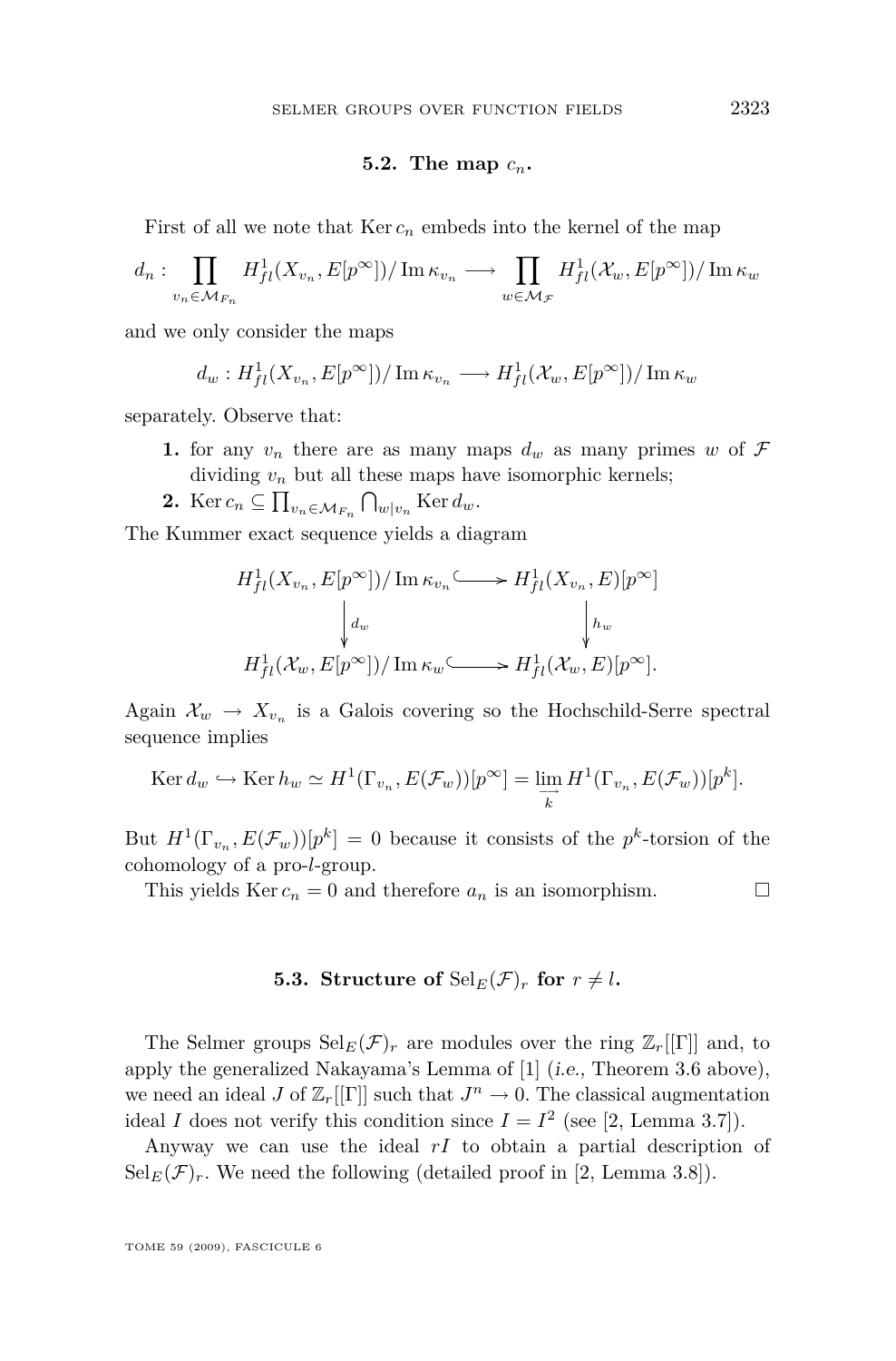### 5.2. The map $c_n$.

First of all we note that $\operatorname{Ker} c_n$ embeds into the kernel of the map

$$d_n : \prod_{v_n \in \mathcal{M}_{F_n}} H^1_{fl}(X_{v_n}, E[p^\infty])/\operatorname{Im}\kappa_{v_n} \longrightarrow \prod_{w\in\mathcal{M}_{\mathcal{F}}} H^1_{fl}(\mathcal{X}_w, E[p^\infty])/\operatorname{Im}\kappa_w$$

and we only consider the maps

$$d_w : H^1_{fl}(X_{v_n}, E[p^\infty])/\operatorname{Im}\kappa_{v_n} \longrightarrow H^1_{fl}(\mathcal{X}_w, E[p^\infty])/\operatorname{Im}\kappa_w$$

separately. Observe that:

1. for any $v_n$ there are as many maps $d_w$ as many primes $w$ of $\mathcal{F}$ dividing $v_n$ but all these maps have isomorphic kernels;
2. $\operatorname{Ker} c_n \subseteq \prod_{v_n\in\mathcal{M}_{F_n}} \bigcap_{w|v_n} \operatorname{Ker} d_w$.

The Kummer exact sequence yields a diagram

$$\begin{array}{ccc}
H^1_{fl}(X_{v_n}, E[p^\infty])/\operatorname{Im}\kappa_{v_n} & \hookrightarrow & H^1_{fl}(X_{v_n}, E)[p^\infty] \\
\downarrow d_w & & \downarrow h_w \\
H^1_{fl}(\mathcal{X}_w, E[p^\infty])/\operatorname{Im}\kappa_w & \hookrightarrow & H^1_{fl}(\mathcal{X}_w, E)[p^\infty].
\end{array}$$

Again $\mathcal{X}_w \to X_{v_n}$ is a Galois covering so the Hochschild-Serre spectral sequence implies

$$\operatorname{Ker} d_w \hookrightarrow \operatorname{Ker} h_w \simeq H^1(\Gamma_{v_n}, E(\mathcal{F}_w))[p^\infty] = \varinjlim_k H^1(\Gamma_{v_n}, E(\mathcal{F}_w))[p^k].$$

But $H^1(\Gamma_{v_n}, E(\mathcal{F}_w))[p^k] = 0$ because it consists of the $p^k$-torsion of the cohomology of a pro-$l$-group.

This yields $\operatorname{Ker} c_n = 0$ and therefore $a_n$ is an isomorphism. □

### 5.3. Structure of $\operatorname{Sel}_E(\mathcal{F})_r$ for $r \neq l$.

The Selmer groups $\operatorname{Sel}_E(\mathcal{F})_r$ are modules over the ring $\mathbb{Z}_r[[\Gamma]]$ and, to apply the generalized Nakayama's Lemma of [1] (*i.e.*, Theorem 3.6 above), we need an ideal $J$ of $\mathbb{Z}_r[[\Gamma]]$ such that $J^n \to 0$. The classical augmentation ideal $I$ does not verify this condition since $I = I^2$ (see [2, Lemma 3.7]).

Anyway we can use the ideal $rI$ to obtain a partial description of $\operatorname{Sel}_E(\mathcal{F})_r$. We need the following (detailed proof in [2, Lemma 3.8]).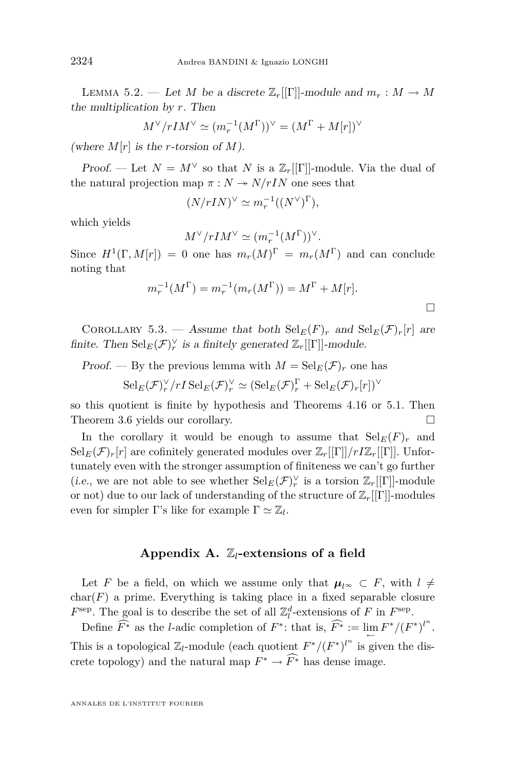Lemma 5.2. — *Let $M$ be a discrete $\mathbb{Z}_r[[\Gamma]]$-module and $m_r : M \to M$ the multiplication by $r$. Then*

$$M^\vee/rIM^\vee \simeq (m_r^{-1}(M^\Gamma))^\vee = (M^\Gamma + M[r])^\vee$$

*(where $M[r]$ is the $r$-torsion of $M$).*

*Proof.* — Let $N = M^\vee$ so that $N$ is a $\mathbb{Z}_r[[\Gamma]]$-module. Via the dual of the natural projection map $\pi : N \twoheadrightarrow N/rIN$ one sees that

$$(N/rIN)^\vee \simeq m_r^{-1}((N^\vee)^\Gamma),$$

which yields

$$M^\vee/rIM^\vee \simeq (m_r^{-1}(M^\Gamma))^\vee.$$

Since $H^1(\Gamma, M[r]) = 0$ one has $m_r(M)^\Gamma = m_r(M^\Gamma)$ and can conclude noting that

$$m_r^{-1}(M^\Gamma) = m_r^{-1}(m_r(M^\Gamma)) = M^\Gamma + M[r].$$

□

Corollary 5.3. — *Assume that both $\mathrm{Sel}_E(F)_r$ and $\mathrm{Sel}_E(\mathcal{F})_r[r]$ are finite. Then $\mathrm{Sel}_E(\mathcal{F})_r^\vee$ is a finitely generated $\mathbb{Z}_r[[\Gamma]]$-module.*

*Proof.* — By the previous lemma with $M = \mathrm{Sel}_E(\mathcal{F})_r$ one has

$$\mathrm{Sel}_E(\mathcal{F})_r^\vee/rI\,\mathrm{Sel}_E(\mathcal{F})_r^\vee \simeq (\mathrm{Sel}_E(\mathcal{F})_r^\Gamma + \mathrm{Sel}_E(\mathcal{F})_r[r])^\vee$$

so this quotient is finite by hypothesis and Theorems 4.16 or 5.1. Then Theorem 3.6 yields our corollary. □

In the corollary it would be enough to assume that $\mathrm{Sel}_E(F)_r$ and $\mathrm{Sel}_E(\mathcal{F})_r[r]$ are cofinitely generated modules over $\mathbb{Z}_r[[\Gamma]]/rI\mathbb{Z}_r[[\Gamma]]$. Unfortunately even with the stronger assumption of finiteness we can't go further (*i.e.*, we are not able to see whether $\mathrm{Sel}_E(\mathcal{F})_r^\vee$ is a torsion $\mathbb{Z}_r[[\Gamma]]$-module or not) due to our lack of understanding of the structure of $\mathbb{Z}_r[[\Gamma]]$-modules even for simpler $\Gamma$'s like for example $\Gamma \simeq \mathbb{Z}_l$.

## Appendix A. $\mathbb{Z}_l$-extensions of a field

Let $F$ be a field, on which we assume only that $\boldsymbol{\mu}_{l^\infty} \subset F$, with $l \neq \mathrm{char}(F)$ a prime. Everything is taking place in a fixed separable closure $F^{\mathrm{sep}}$. The goal is to describe the set of all $\mathbb{Z}_l^d$-extensions of $F$ in $F^{\mathrm{sep}}$.

Define $\widehat{F^*}$ as the $l$-adic completion of $F^*$: that is, $\widehat{F^*} := \varprojlim F^*/(F^*)^{l^n}$. This is a topological $\mathbb{Z}_l$-module (each quotient $F^*/(F^*)^{l^n}$ is given the discrete topology) and the natural map $F^* \to \widehat{F^*}$ has dense image.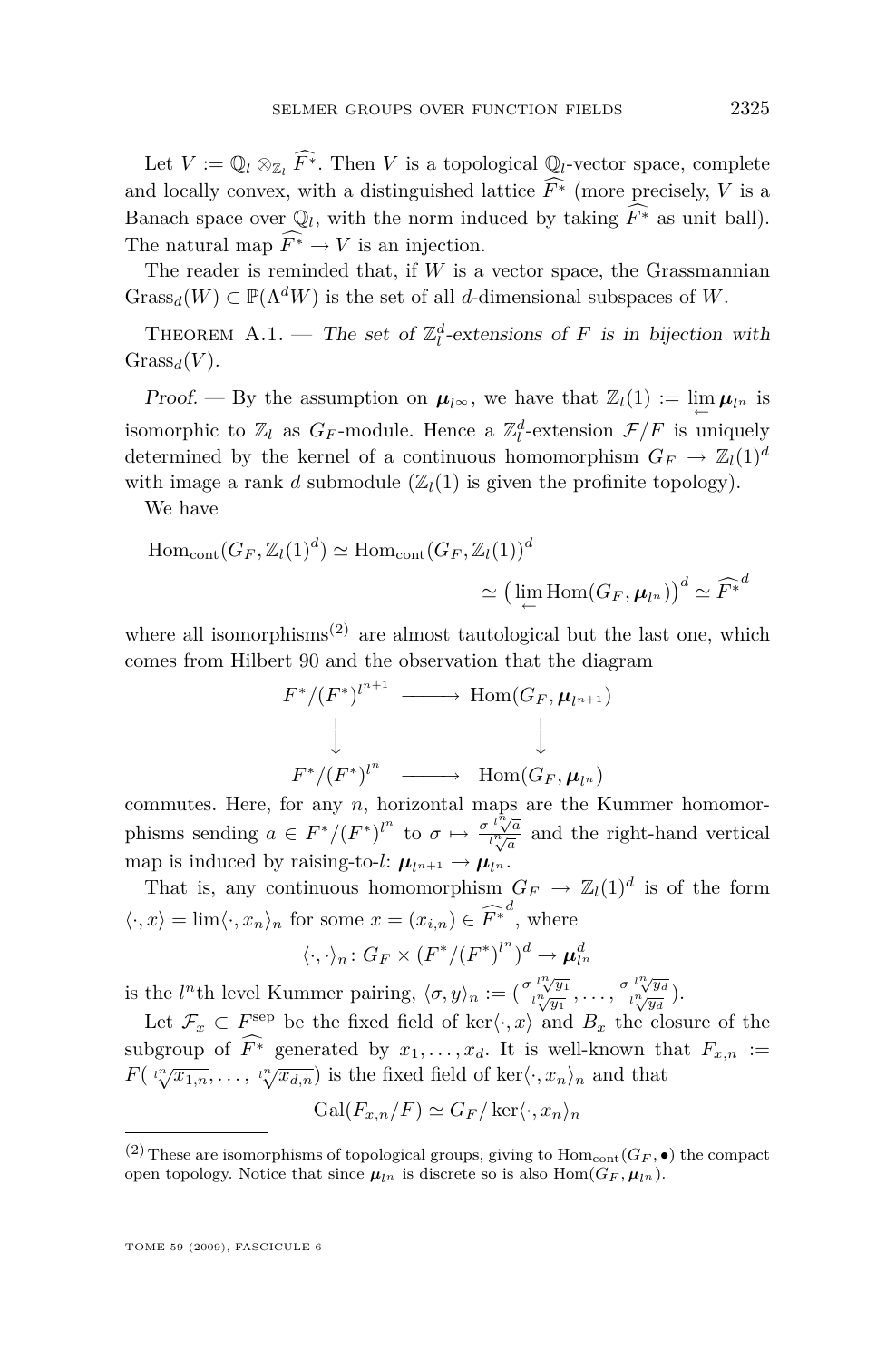Let $V := \mathbb{Q}_l \otimes_{\mathbb{Z}_l} \widehat{F^*}$. Then $V$ is a topological $\mathbb{Q}_l$-vector space, complete and locally convex, with a distinguished lattice $\widehat{F^*}$ (more precisely, $V$ is a Banach space over $\mathbb{Q}_l$, with the norm induced by taking $\widehat{F^*}$ as unit ball). The natural map $\widehat{F^*} \to V$ is an injection.

The reader is reminded that, if $W$ is a vector space, the Grassmannian $\mathrm{Grass}_d(W) \subset \mathbb{P}(\Lambda^d W)$ is the set of all $d$-dimensional subspaces of $W$.

Theorem A.1. — *The set of $\mathbb{Z}_l^d$-extensions of $F$ is in bijection with $\mathrm{Grass}_d(V)$.*

*Proof.* — By the assumption on $\boldsymbol{\mu}_{l^\infty}$, we have that $\mathbb{Z}_l(1) := \varprojlim \boldsymbol{\mu}_{l^n}$ is isomorphic to $\mathbb{Z}_l$ as $G_F$-module. Hence a $\mathbb{Z}_l^d$-extension $\mathcal{F}/F$ is uniquely determined by the kernel of a continuous homomorphism $G_F \to \mathbb{Z}_l(1)^d$ with image a rank $d$ submodule ($\mathbb{Z}_l(1)$ is given the profinite topology).

We have

$$\mathrm{Hom}_{\mathrm{cont}}(G_F, \mathbb{Z}_l(1)^d) \simeq \mathrm{Hom}_{\mathrm{cont}}(G_F, \mathbb{Z}_l(1))^d \simeq \big(\varprojlim \mathrm{Hom}(G_F, \boldsymbol{\mu}_{l^n})\big)^d \simeq \widehat{F^*}^d$$

where all isomorphisms[2] are almost tautological but the last one, which comes from Hilbert 90 and the observation that the diagram

$$\begin{array}{ccc} F^*/(F^*)^{l^{n+1}} & \longrightarrow & \mathrm{Hom}(G_F, \boldsymbol{\mu}_{l^{n+1}}) \\ \downarrow & & \downarrow \\ F^*/(F^*)^{l^n} & \longrightarrow & \mathrm{Hom}(G_F, \boldsymbol{\mu}_{l^n}) \end{array}$$

commutes. Here, for any $n$, horizontal maps are the Kummer homomorphisms sending $a \in F^*/(F^*)^{l^n}$ to $\sigma \mapsto \frac{\sigma \sqrt[l^n]{a}}{\sqrt[l^n]{a}}$ and the right-hand vertical map is induced by raising-to-$l$: $\boldsymbol{\mu}_{l^{n+1}} \to \boldsymbol{\mu}_{l^n}$.

That is, any continuous homomorphism $G_F \to \mathbb{Z}_l(1)^d$ is of the form $\langle \cdot, x \rangle = \lim \langle \cdot, x_n \rangle_n$ for some $x = (x_{i,n}) \in \widehat{F^*}^d$, where

$$\langle \cdot, \cdot \rangle_n \colon G_F \times (F^*/(F^*)^{l^n})^d \to \boldsymbol{\mu}_{l^n}^d$$

is the $l^n$th level Kummer pairing, $\langle \sigma, y \rangle_n := \big(\frac{\sigma \sqrt[l^n]{y_1}}{\sqrt[l^n]{y_1}}, \ldots, \frac{\sigma \sqrt[l^n]{y_d}}{\sqrt[l^n]{y_d}}\big)$.

Let $\mathcal{F}_x \subset F^{\mathrm{sep}}$ be the fixed field of $\ker\langle \cdot, x \rangle$ and $B_x$ the closure of the subgroup of $\widehat{F^*}$ generated by $x_1, \ldots, x_d$. It is well-known that $F_{x,n} := F(\sqrt[l^n]{x_{1,n}}, \ldots, \sqrt[l^n]{x_{d,n}})$ is the fixed field of $\ker\langle \cdot, x_n \rangle_n$ and that

$$\mathrm{Gal}(F_{x,n}/F) \simeq G_F / \ker\langle \cdot, x_n \rangle_n$$

[2] These are isomorphisms of topological groups, giving to $\mathrm{Hom}_{\mathrm{cont}}(G_F, \bullet)$ the compact open topology. Notice that since $\boldsymbol{\mu}_{l^n}$ is discrete so is also $\mathrm{Hom}(G_F, \boldsymbol{\mu}_{l^n})$.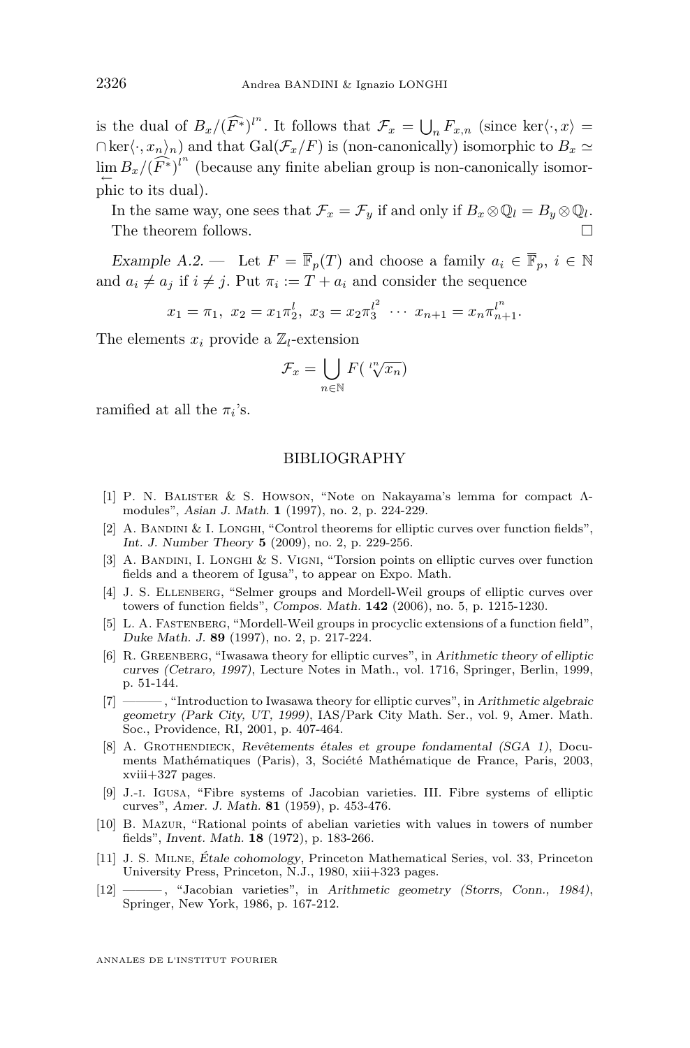is the dual of $B_x/(\widehat{F^*})^{l^n}$. It follows that $\mathcal{F}_x = \bigcup_n F_{x,n}$ (since $\ker\langle\cdot,x\rangle = \cap\ker\langle\cdot,x_n\rangle_n$) and that $\mathrm{Gal}(\mathcal{F}_x/F)$ is (non-canonically) isomorphic to $B_x \simeq \varprojlim B_x/(\widehat{F^*})^{l^n}$ (because any finite abelian group is non-canonically isomorphic to its dual).

In the same way, one sees that $\mathcal{F}_x = \mathcal{F}_y$ if and only if $B_x \otimes \mathbb{Q}_l = B_y \otimes \mathbb{Q}_l$.

The theorem follows. □

*Example A.2.* — Let $F = \overline{\mathbb{F}}_p(T)$ and choose a family $a_i \in \overline{\mathbb{F}}_p$, $i \in \mathbb{N}$ and $a_i \neq a_j$ if $i \neq j$. Put $\pi_i := T + a_i$ and consider the sequence

$$x_1 = \pi_1,\ x_2 = x_1\pi_2^l,\ x_3 = x_2\pi_3^{l^2}\ \cdots\ x_{n+1} = x_n\pi_{n+1}^{l^n}.$$

The elements $x_i$ provide a $\mathbb{Z}_l$-extension

$$\mathcal{F}_x = \bigcup_{n\in\mathbb{N}} F(\sqrt[l^n]{x_n})$$

ramified at all the $\pi_i$'s.

## BIBLIOGRAPHY

[1] P. N. Balister & S. Howson, "Note on Nakayama's lemma for compact Λ-modules", *Asian J. Math.* **1** (1997), no. 2, p. 224-229.

[2] A. Bandini & I. Longhi, "Control theorems for elliptic curves over function fields", *Int. J. Number Theory* **5** (2009), no. 2, p. 229-256.

[3] A. Bandini, I. Longhi & S. Vigni, "Torsion points on elliptic curves over function fields and a theorem of Igusa", to appear on Expo. Math.

[4] J. S. Ellenberg, "Selmer groups and Mordell-Weil groups of elliptic curves over towers of function fields", *Compos. Math.* **142** (2006), no. 5, p. 1215-1230.

[5] L. A. Fastenberg, "Mordell-Weil groups in procyclic extensions of a function field", *Duke Math. J.* **89** (1997), no. 2, p. 217-224.

[6] R. Greenberg, "Iwasawa theory for elliptic curves", in *Arithmetic theory of elliptic curves (Cetraro, 1997)*, Lecture Notes in Math., vol. 1716, Springer, Berlin, 1999, p. 51-144.

[7] ———, "Introduction to Iwasawa theory for elliptic curves", in *Arithmetic algebraic geometry (Park City, UT, 1999)*, IAS/Park City Math. Ser., vol. 9, Amer. Math. Soc., Providence, RI, 2001, p. 407-464.

[8] A. Grothendieck, *Revêtements étales et groupe fondamental (SGA 1)*, Documents Mathématiques (Paris), 3, Société Mathématique de France, Paris, 2003, xviii+327 pages.

[9] J.-i. Igusa, "Fibre systems of Jacobian varieties. III. Fibre systems of elliptic curves", *Amer. J. Math.* **81** (1959), p. 453-476.

[10] B. Mazur, "Rational points of abelian varieties with values in towers of number fields", *Invent. Math.* **18** (1972), p. 183-266.

[11] J. S. Milne, *Étale cohomology*, Princeton Mathematical Series, vol. 33, Princeton University Press, Princeton, N.J., 1980, xiii+323 pages.

[12] ———, "Jacobian varieties", in *Arithmetic geometry (Storrs, Conn., 1984)*, Springer, New York, 1986, p. 167-212.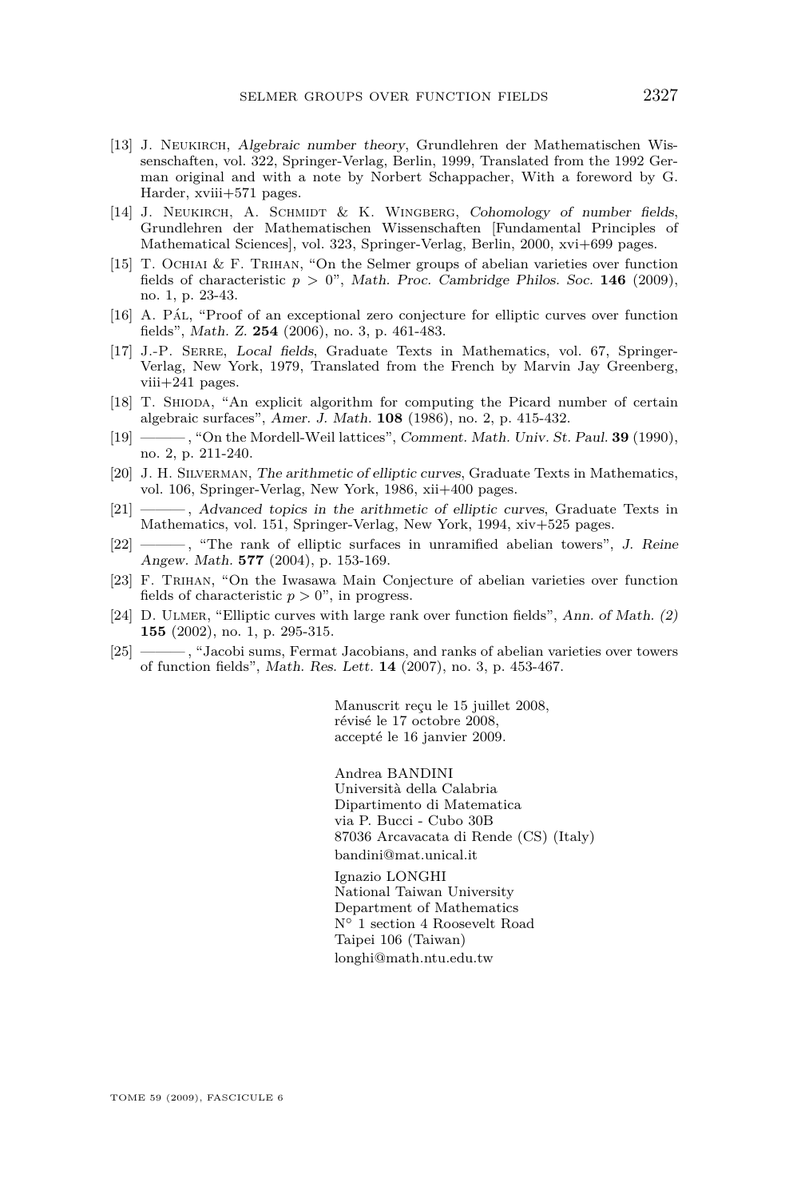[13] J. Neukirch, *Algebraic number theory*, Grundlehren der Mathematischen Wissenschaften, vol. 322, Springer-Verlag, Berlin, 1999, Translated from the 1992 German original and with a note by Norbert Schappacher, With a foreword by G. Harder, xviii+571 pages.

[14] J. Neukirch, A. Schmidt & K. Wingberg, *Cohomology of number fields*, Grundlehren der Mathematischen Wissenschaften [Fundamental Principles of Mathematical Sciences], vol. 323, Springer-Verlag, Berlin, 2000, xvi+699 pages.

[15] T. Ochiai & F. Trihan, "On the Selmer groups of abelian varieties over function fields of characteristic $p > 0$", *Math. Proc. Cambridge Philos. Soc.* **146** (2009), no. 1, p. 23-43.

[16] A. Pál, "Proof of an exceptional zero conjecture for elliptic curves over function fields", *Math. Z.* **254** (2006), no. 3, p. 461-483.

[17] J.-P. Serre, *Local fields*, Graduate Texts in Mathematics, vol. 67, Springer-Verlag, New York, 1979, Translated from the French by Marvin Jay Greenberg, viii+241 pages.

[18] T. Shioda, "An explicit algorithm for computing the Picard number of certain algebraic surfaces", *Amer. J. Math.* **108** (1986), no. 2, p. 415-432.

[19] ———, "On the Mordell-Weil lattices", *Comment. Math. Univ. St. Paul.* **39** (1990), no. 2, p. 211-240.

[20] J. H. Silverman, *The arithmetic of elliptic curves*, Graduate Texts in Mathematics, vol. 106, Springer-Verlag, New York, 1986, xii+400 pages.

[21] ———, *Advanced topics in the arithmetic of elliptic curves*, Graduate Texts in Mathematics, vol. 151, Springer-Verlag, New York, 1994, xiv+525 pages.

[22] ———, "The rank of elliptic surfaces in unramified abelian towers", *J. Reine Angew. Math.* **577** (2004), p. 153-169.

[23] F. Trihan, "On the Iwasawa Main Conjecture of abelian varieties over function fields of characteristic $p > 0$", in progress.

[24] D. Ulmer, "Elliptic curves with large rank over function fields", *Ann. of Math. (2)* **155** (2002), no. 1, p. 295-315.

[25] ———, "Jacobi sums, Fermat Jacobians, and ranks of abelian varieties over towers of function fields", *Math. Res. Lett.* **14** (2007), no. 3, p. 453-467.

Manuscrit reçu le 15 juillet 2008,
révisé le 17 octobre 2008,
accepté le 16 janvier 2009.

Andrea BANDINI
Università della Calabria
Dipartimento di Matematica
via P. Bucci - Cubo 30B
87036 Arcavacata di Rende (CS) (Italy)
bandini@mat.unical.it

Ignazio LONGHI
National Taiwan University
Department of Mathematics
N° 1 section 4 Roosevelt Road
Taipei 106 (Taiwan)
longhi@math.ntu.edu.tw